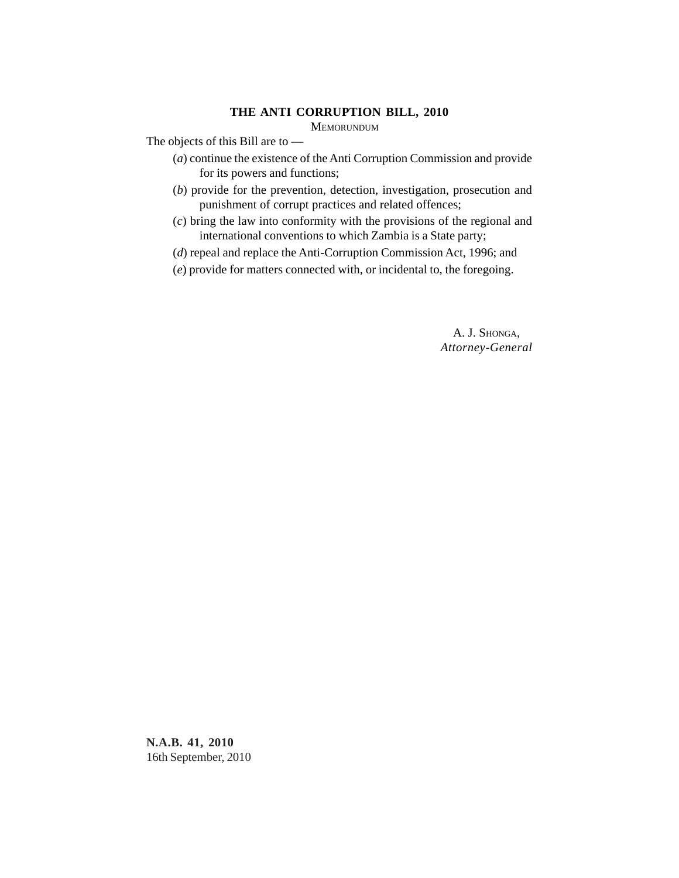# THE ANTI CORRUPTION BILL, 2010

MEMORUNDUM

The objects of this Bill are to —

(*a*) continue the existence of the Anti Corruption Commission and provide for its powers and functions;

(*b*) provide for the prevention, detection, investigation, prosecution and punishment of corrupt practices and related offences;

(*c*) bring the law into conformity with the provisions of the regional and international conventions to which Zambia is a State party;

(*d*) repeal and replace the Anti-Corruption Commission Act, 1996; and

(*e*) provide for matters connected with, or incidental to, the foregoing.

A. J. SHONGA,
*Attorney-General*

**N.A.B. 41, 2010**
16th September, 2010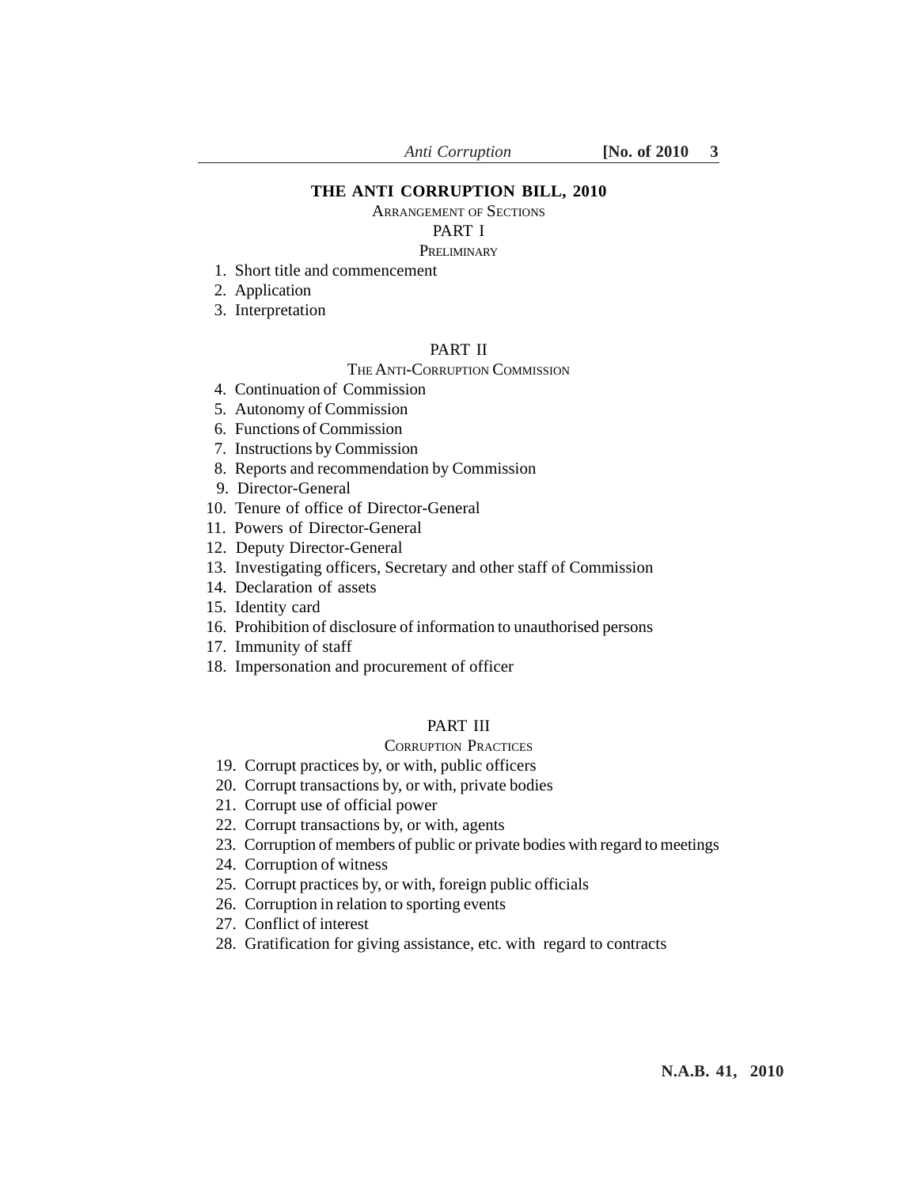# THE ANTI CORRUPTION BILL, 2010

ARRANGEMENT OF SECTIONS

## PART I

PRELIMINARY

1. Short title and commencement
2. Application
3. Interpretation

## PART II

THE ANTI-CORRUPTION COMMISSION

4. Continuation of Commission
5. Autonomy of Commission
6. Functions of Commission
7. Instructions by Commission
8. Reports and recommendation by Commission
9. Director-General
10. Tenure of office of Director-General
11. Powers of Director-General
12. Deputy Director-General
13. Investigating officers, Secretary and other staff of Commission
14. Declaration of assets
15. Identity card
16. Prohibition of disclosure of information to unauthorised persons
17. Immunity of staff
18. Impersonation and procurement of officer

## PART III

CORRUPTION PRACTICES

19. Corrupt practices by, or with, public officers
20. Corrupt transactions by, or with, private bodies
21. Corrupt use of official power
22. Corrupt transactions by, or with, agents
23. Corruption of members of public or private bodies with regard to meetings
24. Corruption of witness
25. Corrupt practices by, or with, foreign public officials
26. Corruption in relation to sporting events
27. Conflict of interest
28. Gratification for giving assistance, etc. with regard to contracts

N.A.B. 41, 2010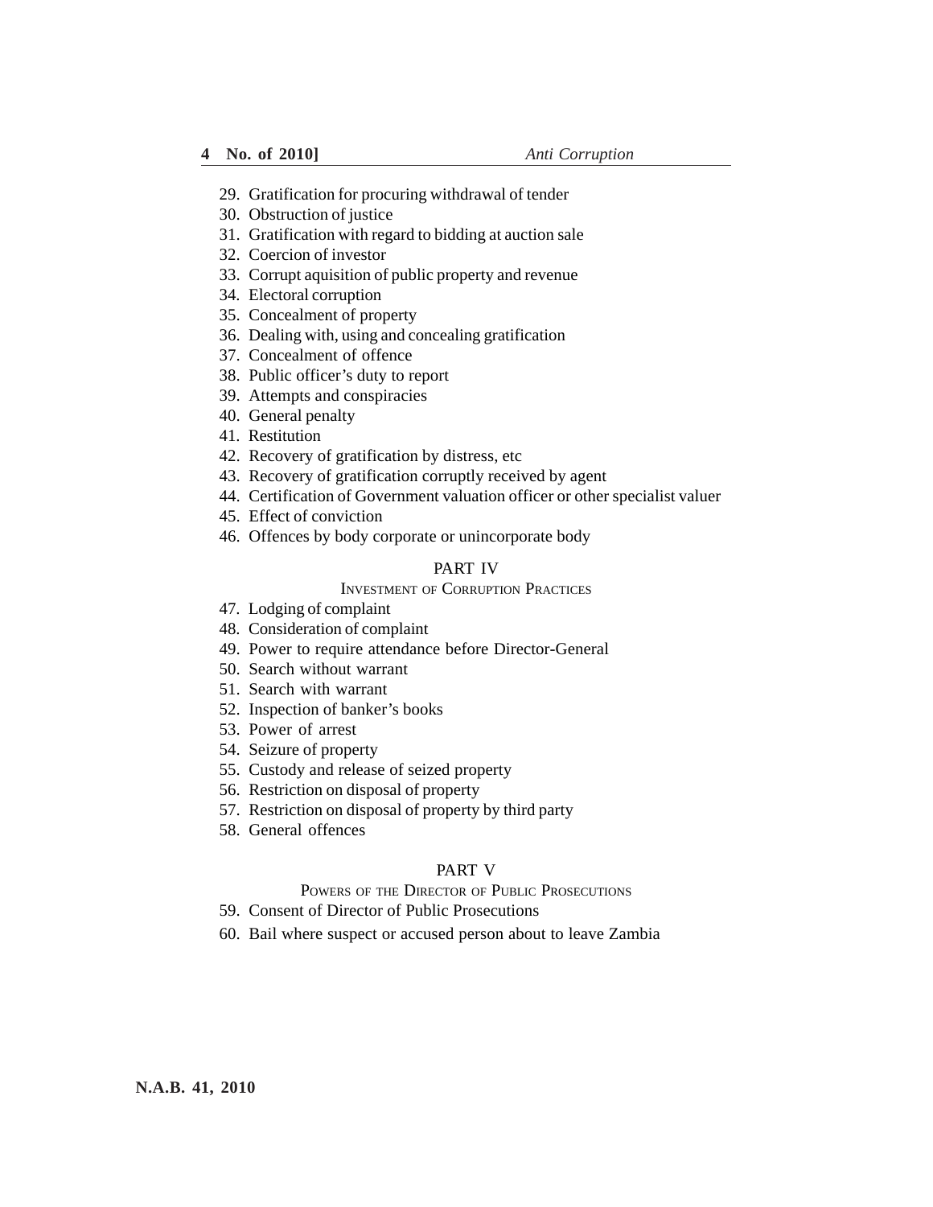29. Gratification for procuring withdrawal of tender
30. Obstruction of justice
31. Gratification with regard to bidding at auction sale
32. Coercion of investor
33. Corrupt aquisition of public property and revenue
34. Electoral corruption
35. Concealment of property
36. Dealing with, using and concealing gratification
37. Concealment of offence
38. Public officer's duty to report
39. Attempts and conspiracies
40. General penalty
41. Restitution
42. Recovery of gratification by distress, etc
43. Recovery of gratification corruptly received by agent
44. Certification of Government valuation officer or other specialist valuer
45. Effect of conviction
46. Offences by body corporate or unincorporate body

## PART IV

### INVESTMENT OF CORRUPTION PRACTICES

47. Lodging of complaint
48. Consideration of complaint
49. Power to require attendance before Director-General
50. Search without warrant
51. Search with warrant
52. Inspection of banker's books
53. Power of arrest
54. Seizure of property
55. Custody and release of seized property
56. Restriction on disposal of property
57. Restriction on disposal of property by third party
58. General offences

## PART V

### POWERS OF THE DIRECTOR OF PUBLIC PROSECUTIONS

59. Consent of Director of Public Prosecutions
60. Bail where suspect or accused person about to leave Zambia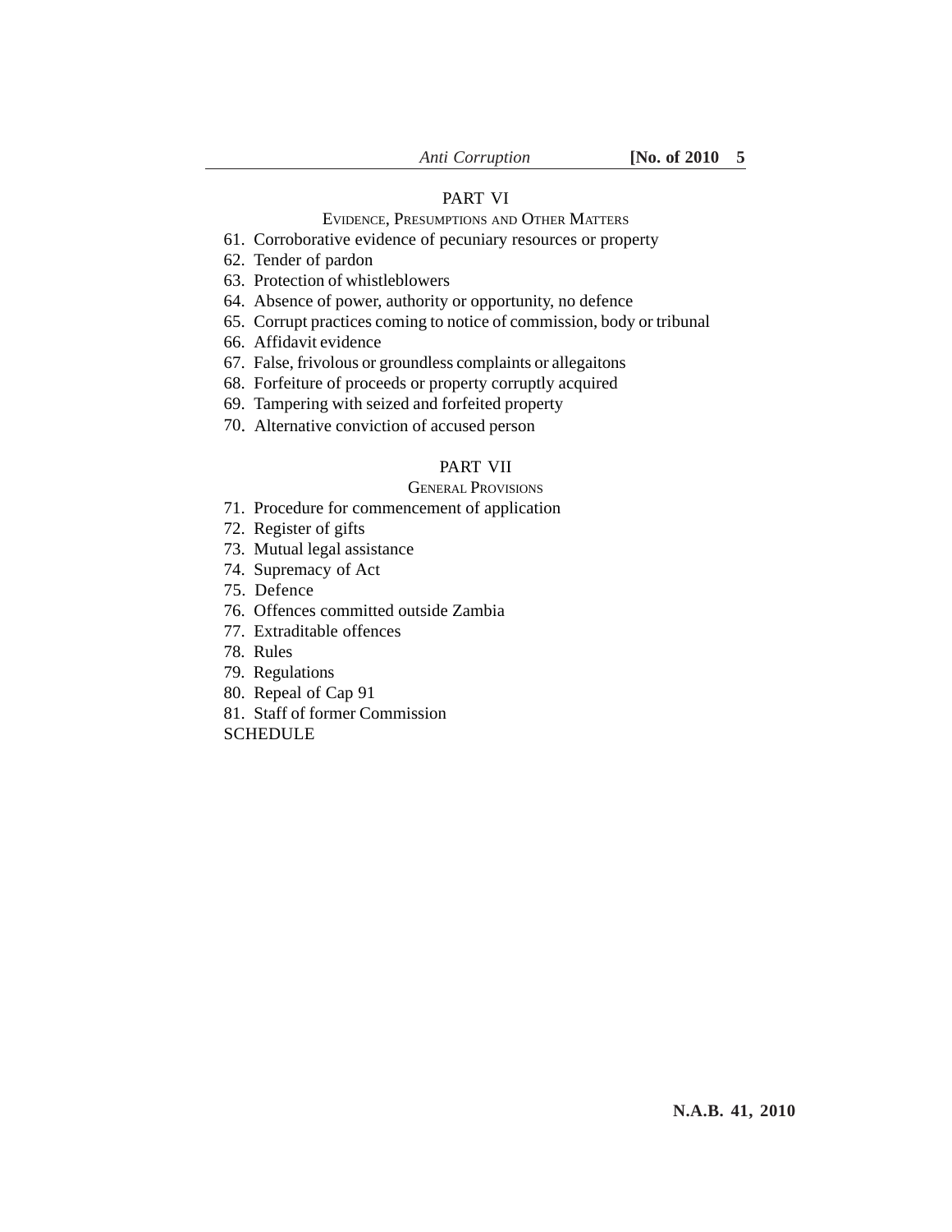PART VI

EVIDENCE, PRESUMPTIONS AND OTHER MATTERS

61. Corroborative evidence of pecuniary resources or property
62. Tender of pardon
63. Protection of whistleblowers
64. Absence of power, authority or opportunity, no defence
65. Corrupt practices coming to notice of commission, body or tribunal
66. Affidavit evidence
67. False, frivolous or groundless complaints or allegaitons
68. Forfeiture of proceeds or property corruptly acquired
69. Tampering with seized and forfeited property
70. Alternative conviction of accused person

PART VII

GENERAL PROVISIONS

71. Procedure for commencement of application
72. Register of gifts
73. Mutual legal assistance
74. Supremacy of Act
75. Defence
76. Offences committed outside Zambia
77. Extraditable offences
78. Rules
79. Regulations
80. Repeal of Cap 91
81. Staff of former Commission

SCHEDULE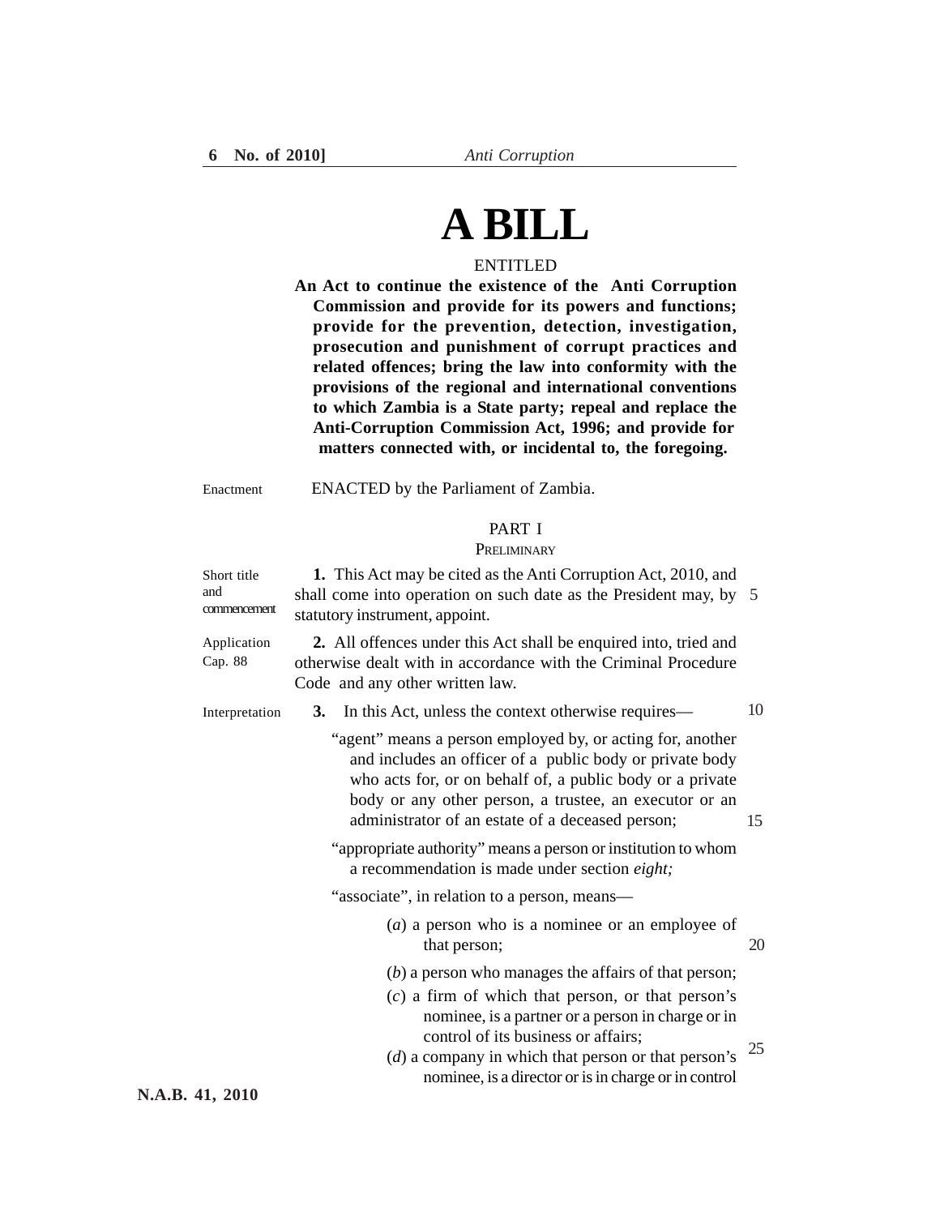# A BILL

ENTITLED

**An Act to continue the existence of the Anti Corruption Commission and provide for its powers and functions; provide for the prevention, detection, investigation, prosecution and punishment of corrupt practices and related offences; bring the law into conformity with the provisions of the regional and international conventions to which Zambia is a State party; repeal and replace the Anti-Corruption Commission Act, 1996; and provide for matters connected with, or incidental to, the foregoing.**

Enactment

ENACTED by the Parliament of Zambia.

## PART I

### PRELIMINARY

Short title and commencement

**1.** This Act may be cited as the Anti Corruption Act, 2010, and shall come into operation on such date as the President may, by statutory instrument, appoint.

Application Cap. 88

**2.** All offences under this Act shall be enquired into, tried and otherwise dealt with in accordance with the Criminal Procedure Code and any other written law.

Interpretation

**3.** In this Act, unless the context otherwise requires—

"agent" means a person employed by, or acting for, another and includes an officer of a public body or private body who acts for, or on behalf of, a public body or a private body or any other person, a trustee, an executor or an administrator of an estate of a deceased person;

"appropriate authority" means a person or institution to whom a recommendation is made under section *eight;*

"associate", in relation to a person, means—

(*a*) a person who is a nominee or an employee of that person;

(*b*) a person who manages the affairs of that person;

(*c*) a firm of which that person, or that person's nominee, is a partner or a person in charge or in control of its business or affairs;

(*d*) a company in which that person or that person's nominee, is a director or is in charge or in control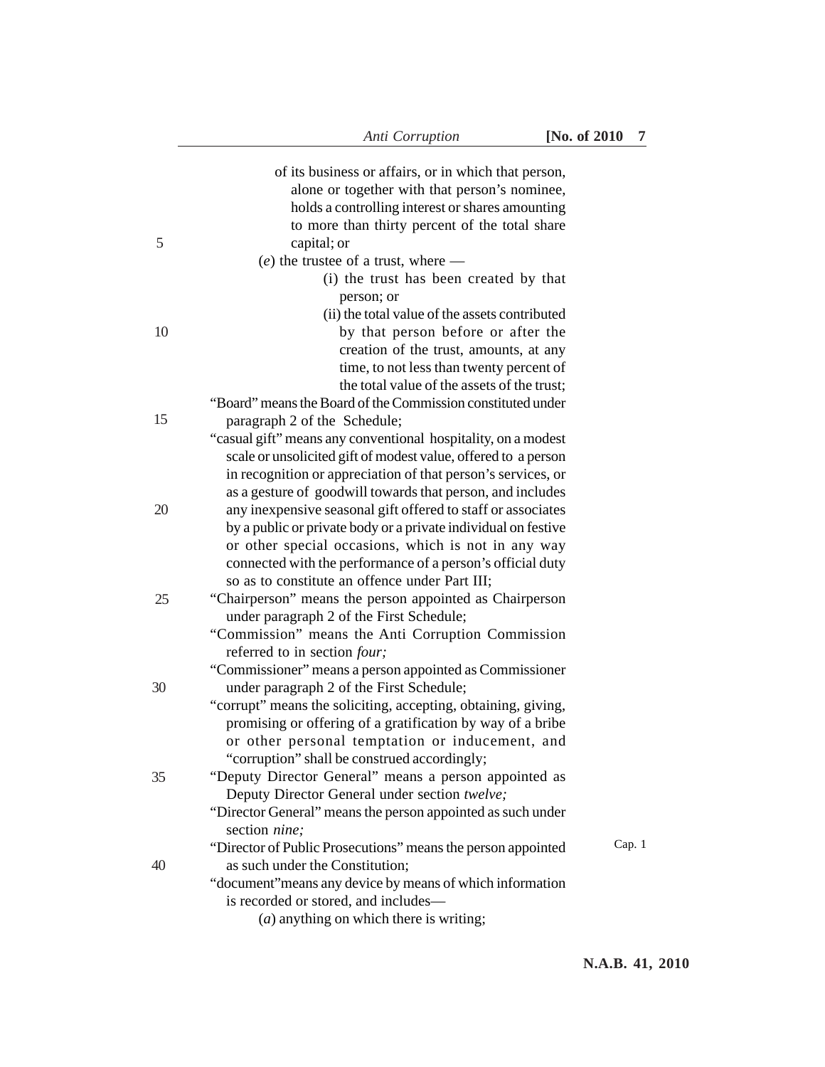of its business or affairs, or in which that person, alone or together with that person's nominee, holds a controlling interest or shares amounting to more than thirty percent of the total share capital; or

(*e*) the trustee of a trust, where —

(i) the trust has been created by that person; or

(ii) the total value of the assets contributed by that person before or after the creation of the trust, amounts, at any time, to not less than twenty percent of the total value of the assets of the trust;

"Board" means the Board of the Commission constituted under paragraph 2 of the Schedule;

"casual gift" means any conventional hospitality, on a modest scale or unsolicited gift of modest value, offered to a person in recognition or appreciation of that person's services, or as a gesture of goodwill towards that person, and includes any inexpensive seasonal gift offered to staff or associates by a public or private body or a private individual on festive or other special occasions, which is not in any way connected with the performance of a person's official duty so as to constitute an offence under Part III;

"Chairperson" means the person appointed as Chairperson under paragraph 2 of the First Schedule;

"Commission" means the Anti Corruption Commission referred to in section *four;*

"Commissioner" means a person appointed as Commissioner under paragraph 2 of the First Schedule;

"corrupt" means the soliciting, accepting, obtaining, giving, promising or offering of a gratification by way of a bribe or other personal temptation or inducement, and "corruption" shall be construed accordingly;

"Deputy Director General" means a person appointed as Deputy Director General under section *twelve;*

"Director General" means the person appointed as such under section *nine;*

"Director of Public Prosecutions" means the person appointed as such under the Constitution; Cap. 1

"document"means any device by means of which information is recorded or stored, and includes—

(*a*) anything on which there is writing;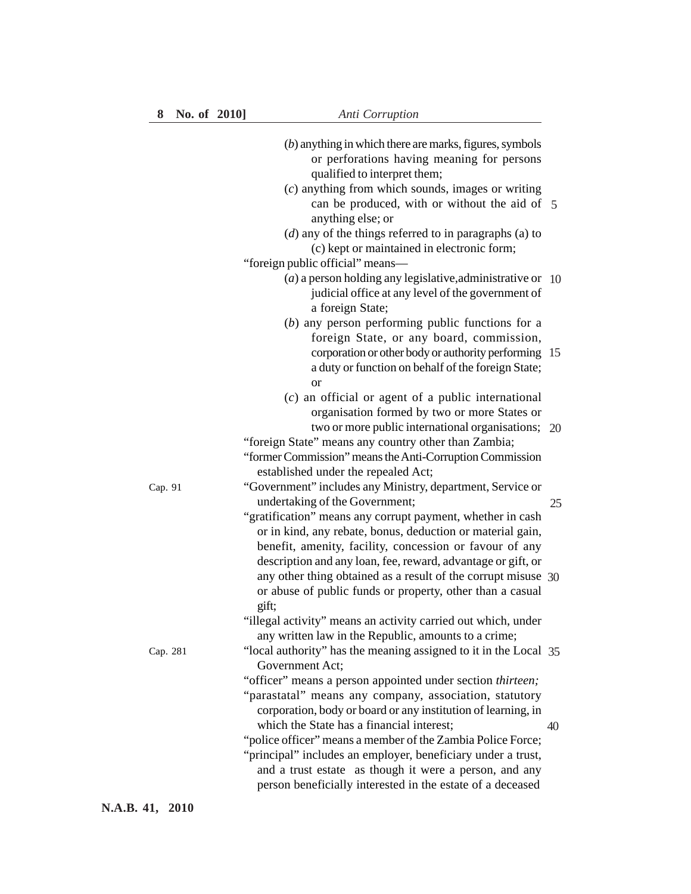(*b*) anything in which there are marks, figures, symbols or perforations having meaning for persons qualified to interpret them;

(*c*) anything from which sounds, images or writing can be produced, with or without the aid of anything else; or

(*d*) any of the things referred to in paragraphs (a) to (c) kept or maintained in electronic form;

"foreign public official" means—

(*a*) a person holding any legislative,administrative or judicial office at any level of the government of a foreign State;

(*b*) any person performing public functions for a foreign State, or any board, commission, corporation or other body or authority performing a duty or function on behalf of the foreign State; or

(*c*) an official or agent of a public international organisation formed by two or more States or two or more public international organisations;

"foreign State" means any country other than Zambia;

"former Commission" means the Anti-Corruption Commission established under the repealed Act;

Cap. 91

"Government" includes any Ministry, department, Service or undertaking of the Government;

"gratification" means any corrupt payment, whether in cash or in kind, any rebate, bonus, deduction or material gain, benefit, amenity, facility, concession or favour of any description and any loan, fee, reward, advantage or gift, or any other thing obtained as a result of the corrupt misuse or abuse of public funds or property, other than a casual gift;

"illegal activity" means an activity carried out which, under any written law in the Republic, amounts to a crime;

Cap. 281

"local authority" has the meaning assigned to it in the Local Government Act;

"officer" means a person appointed under section *thirteen;*

"parastatal" means any company, association, statutory corporation, body or board or any institution of learning, in which the State has a financial interest;

"police officer" means a member of the Zambia Police Force;

"principal" includes an employer, beneficiary under a trust, and a trust estate as though it were a person, and any person beneficially interested in the estate of a deceased

N.A.B. 41, 2010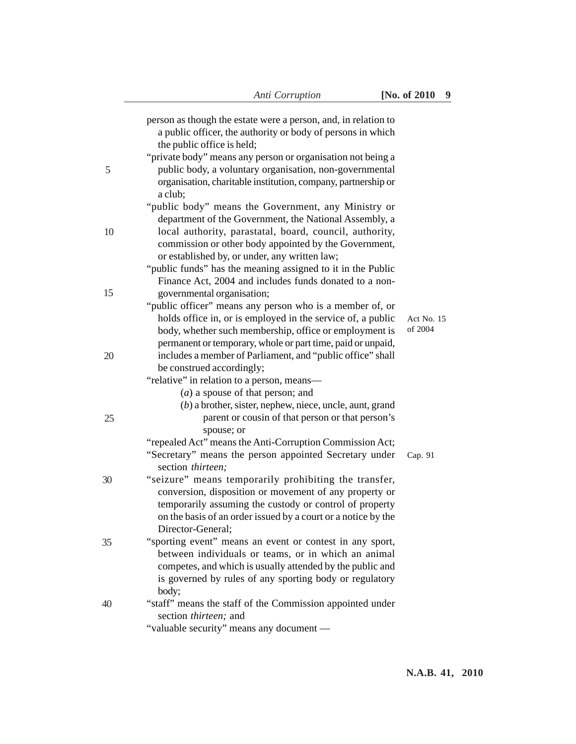person as though the estate were a person, and, in relation to a public officer, the authority or body of persons in which the public office is held;

"private body" means any person or organisation not being a public body, a voluntary organisation, non-governmental organisation, charitable institution, company, partnership or a club;

"public body" means the Government, any Ministry or department of the Government, the National Assembly, a local authority, parastatal, board, council, authority, commission or other body appointed by the Government, or established by, or under, any written law;

"public funds" has the meaning assigned to it in the Public Finance Act, 2004 and includes funds donated to a non-governmental organisation;

Act No. 15 of 2004

"public officer" means any person who is a member of, or holds office in, or is employed in the service of, a public body, whether such membership, office or employment is permanent or temporary, whole or part time, paid or unpaid, includes a member of Parliament, and "public office" shall be construed accordingly;

"relative" in relation to a person, means—

(*a*) a spouse of that person; and

(*b*) a brother, sister, nephew, niece, uncle, aunt, grand parent or cousin of that person or that person's spouse; or

"repealed Act" means the Anti-Corruption Commission Act;

Cap. 91

"Secretary" means the person appointed Secretary under section *thirteen;*

"seizure" means temporarily prohibiting the transfer, conversion, disposition or movement of any property or temporarily assuming the custody or control of property on the basis of an order issued by a court or a notice by the Director-General;

"sporting event" means an event or contest in any sport, between individuals or teams, or in which an animal competes, and which is usually attended by the public and is governed by rules of any sporting body or regulatory body;

"staff" means the staff of the Commission appointed under section *thirteen;* and

"valuable security" means any document —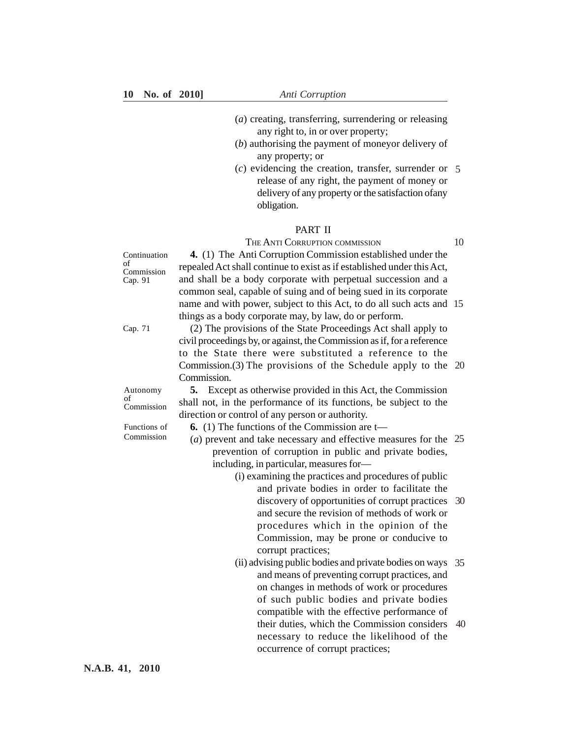(*a*) creating, transferring, surrendering or releasing any right to, in or over property;

(*b*) authorising the payment of moneyor delivery of any property; or

(*c*) evidencing the creation, transfer, surrender or release of any right, the payment of money or delivery of any property or the satisfaction ofany obligation.

## PART II

### THE ANTI CORRUPTION COMMISSION

*Continuation of Commission Cap. 91*

**4.** (1) The Anti Corruption Commission established under the repealed Act shall continue to exist as if established under this Act, and shall be a body corporate with perpetual succession and a common seal, capable of suing and of being sued in its corporate name and with power, subject to this Act, to do all such acts and things as a body corporate may, by law, do or perform.

*Cap. 71*

(2) The provisions of the State Proceedings Act shall apply to civil proceedings by, or against, the Commission as if, for a reference to the State there were substituted a reference to the Commission.(3) The provisions of the Schedule apply to the Commission.

*Autonomy of Commission*

**5.** Except as otherwise provided in this Act, the Commission shall not, in the performance of its functions, be subject to the direction or control of any person or authority.

*Functions of Commission*

**6.** (1) The functions of the Commission are t—

(*a*) prevent and take necessary and effective measures for the prevention of corruption in public and private bodies, including, in particular, measures for—

(i) examining the practices and procedures of public and private bodies in order to facilitate the discovery of opportunities of corrupt practices and secure the revision of methods of work or procedures which in the opinion of the Commission, may be prone or conducive to corrupt practices;

(ii) advising public bodies and private bodies on ways and means of preventing corrupt practices, and on changes in methods of work or procedures of such public bodies and private bodies compatible with the effective performance of their duties, which the Commission considers necessary to reduce the likelihood of the occurrence of corrupt practices;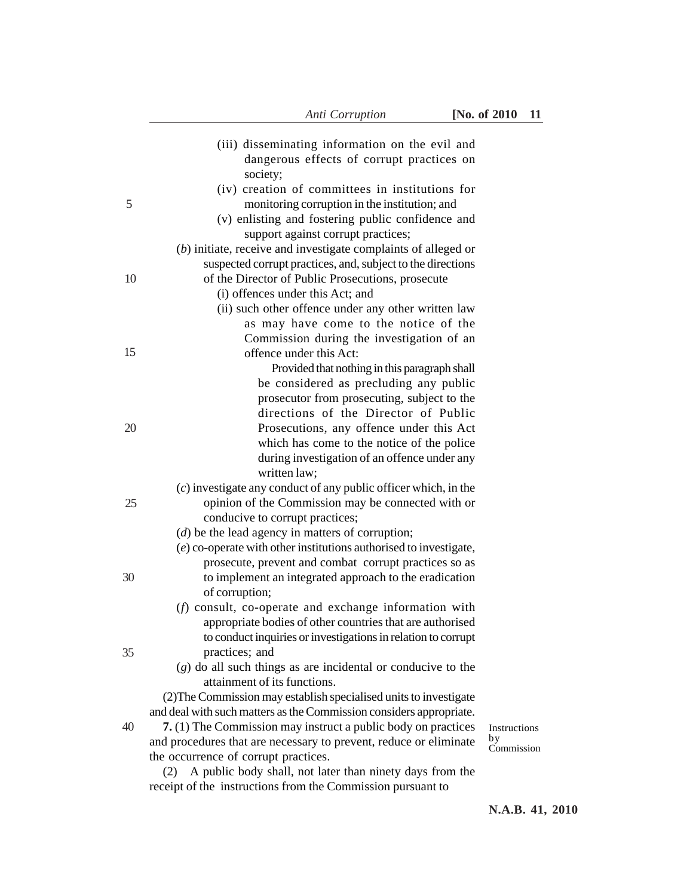(iii) disseminating information on the evil and dangerous effects of corrupt practices on society;

(iv) creation of committees in institutions for monitoring corruption in the institution; and

(v) enlisting and fostering public confidence and support against corrupt practices;

(*b*) initiate, receive and investigate complaints of alleged or suspected corrupt practices, and, subject to the directions of the Director of Public Prosecutions, prosecute

(i) offences under this Act; and

(ii) such other offence under any other written law as may have come to the notice of the Commission during the investigation of an offence under this Act:

Provided that nothing in this paragraph shall be considered as precluding any public prosecutor from prosecuting, subject to the directions of the Director of Public Prosecutions, any offence under this Act which has come to the notice of the police during investigation of an offence under any written law;

(*c*) investigate any conduct of any public officer which, in the opinion of the Commission may be connected with or conducive to corrupt practices;

(*d*) be the lead agency in matters of corruption;

(*e*) co-operate with other institutions authorised to investigate, prosecute, prevent and combat corrupt practices so as to implement an integrated approach to the eradication of corruption;

(*f*) consult, co-operate and exchange information with appropriate bodies of other countries that are authorised to conduct inquiries or investigations in relation to corrupt practices; and

(*g*) do all such things as are incidental or conducive to the attainment of its functions.

(2) The Commission may establish specialised units to investigate and deal with such matters as the Commission considers appropriate.

Instructions by Commission

**7.** (1) The Commission may instruct a public body on practices and procedures that are necessary to prevent, reduce or eliminate the occurrence of corrupt practices.

(2) A public body shall, not later than ninety days from the receipt of the instructions from the Commission pursuant to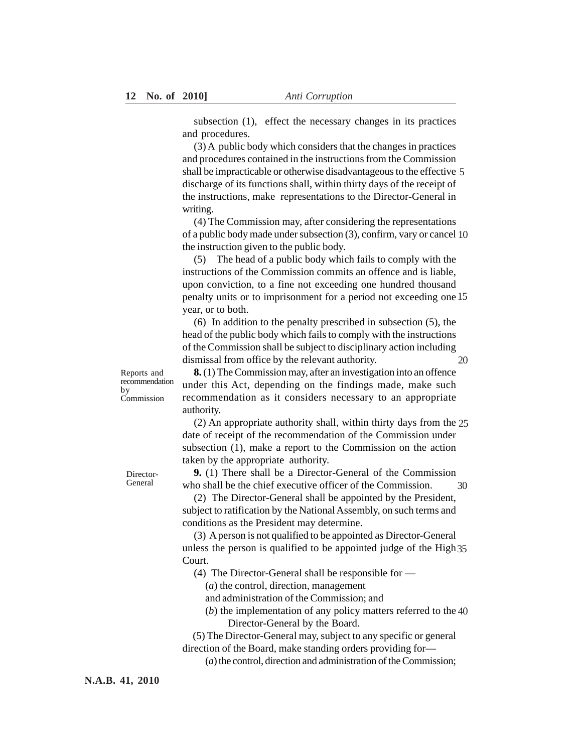subsection (1), effect the necessary changes in its practices and procedures.

(3) A public body which considers that the changes in practices and procedures contained in the instructions from the Commission shall be impracticable or otherwise disadvantageous to the effective discharge of its functions shall, within thirty days of the receipt of the instructions, make representations to the Director-General in writing.

(4) The Commission may, after considering the representations of a public body made under subsection (3), confirm, vary or cancel the instruction given to the public body.

(5) The head of a public body which fails to comply with the instructions of the Commission commits an offence and is liable, upon conviction, to a fine not exceeding one hundred thousand penalty units or to imprisonment for a period not exceeding one year, or to both.

(6) In addition to the penalty prescribed in subsection (5), the head of the public body which fails to comply with the instructions of the Commission shall be subject to disciplinary action including dismissal from office by the relevant authority.

*Reports and recommendation by Commission*

**8.** (1) The Commission may, after an investigation into an offence under this Act, depending on the findings made, make such recommendation as it considers necessary to an appropriate authority.

(2) An appropriate authority shall, within thirty days from the date of receipt of the recommendation of the Commission under subsection (1), make a report to the Commission on the action taken by the appropriate authority.

*Director-General*

**9.** (1) There shall be a Director-General of the Commission who shall be the chief executive officer of the Commission.

(2) The Director-General shall be appointed by the President, subject to ratification by the National Assembly, on such terms and conditions as the President may determine.

(3) A person is not qualified to be appointed as Director-General unless the person is qualified to be appointed judge of the High Court.

(4) The Director-General shall be responsible for —

(*a*) the control, direction, management and administration of the Commission; and

(*b*) the implementation of any policy matters referred to the Director-General by the Board.

(5) The Director-General may, subject to any specific or general direction of the Board, make standing orders providing for—

(*a*) the control, direction and administration of the Commission;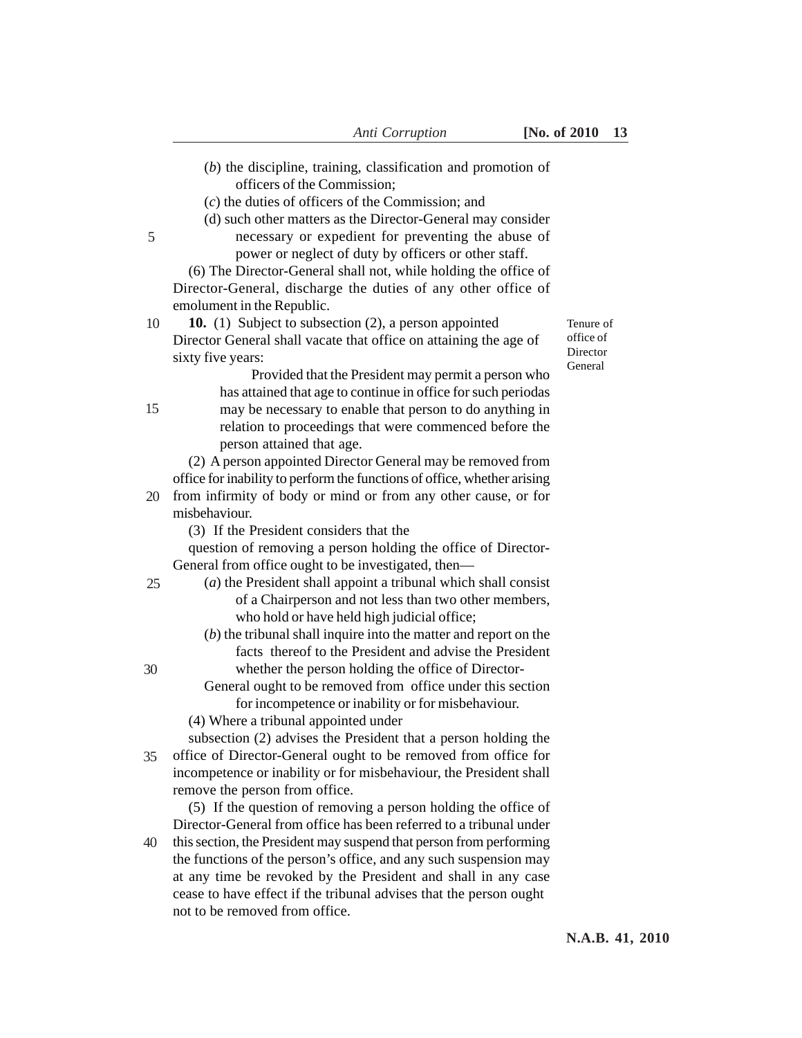(*b*) the discipline, training, classification and promotion of officers of the Commission;

(*c*) the duties of officers of the Commission; and

(d) such other matters as the Director-General may consider necessary or expedient for preventing the abuse of power or neglect of duty by officers or other staff.

(6) The Director-General shall not, while holding the office of Director-General, discharge the duties of any other office of emolument in the Republic.

**10.** (1) Subject to subsection (2), a person appointed Director General shall vacate that office on attaining the age of sixty five years:

*Tenure of office of Director General*

Provided that the President may permit a person who has attained that age to continue in office for such periodas may be necessary to enable that person to do anything in relation to proceedings that were commenced before the person attained that age.

(2) A person appointed Director General may be removed from office for inability to perform the functions of office, whether arising from infirmity of body or mind or from any other cause, or for misbehaviour.

(3) If the President considers that the question of removing a person holding the office of Director-General from office ought to be investigated, then—

(*a*) the President shall appoint a tribunal which shall consist of a Chairperson and not less than two other members, who hold or have held high judicial office;

(*b*) the tribunal shall inquire into the matter and report on the facts thereof to the President and advise the President whether the person holding the office of Director-General ought to be removed from office under this section for incompetence or inability or for misbehaviour.

(4) Where a tribunal appointed under subsection (2) advises the President that a person holding the office of Director-General ought to be removed from office for incompetence or inability or for misbehaviour, the President shall remove the person from office.

(5) If the question of removing a person holding the office of Director-General from office has been referred to a tribunal under this section, the President may suspend that person from performing the functions of the person's office, and any such suspension may at any time be revoked by the President and shall in any case cease to have effect if the tribunal advises that the person ought not to be removed from office.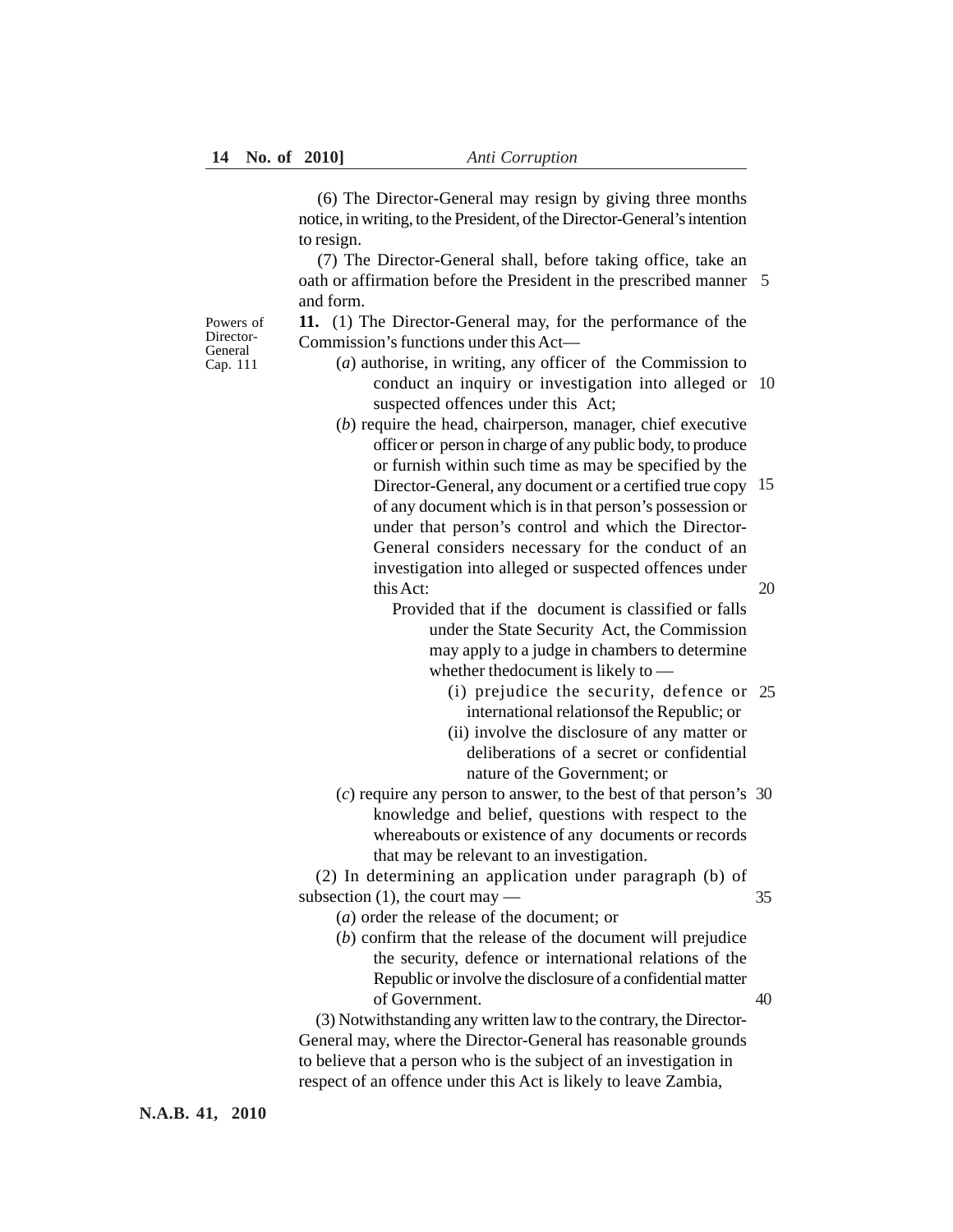(6) The Director-General may resign by giving three months notice, in writing, to the President, of the Director-General's intention to resign.

(7) The Director-General shall, before taking office, take an oath or affirmation before the President in the prescribed manner and form.

Powers of Director-General Cap. 111

**11.** (1) The Director-General may, for the performance of the Commission's functions under this Act—

(*a*) authorise, in writing, any officer of the Commission to conduct an inquiry or investigation into alleged or suspected offences under this Act;

(*b*) require the head, chairperson, manager, chief executive officer or person in charge of any public body, to produce or furnish within such time as may be specified by the Director-General, any document or a certified true copy of any document which is in that person's possession or under that person's control and which the Director-General considers necessary for the conduct of an investigation into alleged or suspected offences under this Act:

Provided that if the document is classified or falls under the State Security Act, the Commission may apply to a judge in chambers to determine whether thedocument is likely to —

(i) prejudice the security, defence or international relationsof the Republic; or

(ii) involve the disclosure of any matter or deliberations of a secret or confidential nature of the Government; or

(*c*) require any person to answer, to the best of that person's knowledge and belief, questions with respect to the whereabouts or existence of any documents or records that may be relevant to an investigation.

(2) In determining an application under paragraph (b) of subsection (1), the court may —

(*a*) order the release of the document; or

(*b*) confirm that the release of the document will prejudice the security, defence or international relations of the Republic or involve the disclosure of a confidential matter of Government.

(3) Notwithstanding any written law to the contrary, the Director-General may, where the Director-General has reasonable grounds to believe that a person who is the subject of an investigation in respect of an offence under this Act is likely to leave Zambia,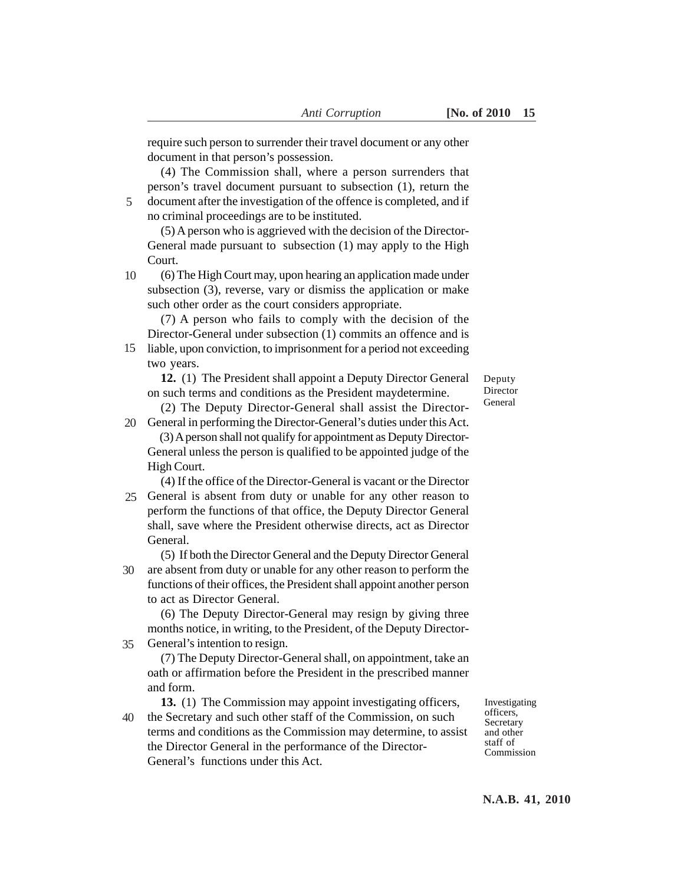require such person to surrender their travel document or any other document in that person's possession.

(4) The Commission shall, where a person surrenders that person's travel document pursuant to subsection (1), return the document after the investigation of the offence is completed, and if no criminal proceedings are to be instituted.

(5) A person who is aggrieved with the decision of the Director-General made pursuant to subsection (1) may apply to the High Court.

(6) The High Court may, upon hearing an application made under subsection (3), reverse, vary or dismiss the application or make such other order as the court considers appropriate.

(7) A person who fails to comply with the decision of the Director-General under subsection (1) commits an offence and is liable, upon conviction, to imprisonment for a period not exceeding two years.

*Deputy Director General*

**12.** (1) The President shall appoint a Deputy Director General on such terms and conditions as the President maydetermine.

(2) The Deputy Director-General shall assist the Director-General in performing the Director-General's duties under this Act.

(3) A person shall not qualify for appointment as Deputy Director-General unless the person is qualified to be appointed judge of the High Court.

(4) If the office of the Director-General is vacant or the Director General is absent from duty or unable for any other reason to perform the functions of that office, the Deputy Director General shall, save where the President otherwise directs, act as Director General.

(5) If both the Director General and the Deputy Director General are absent from duty or unable for any other reason to perform the functions of their offices, the President shall appoint another person to act as Director General.

(6) The Deputy Director-General may resign by giving three months notice, in writing, to the President, of the Deputy Director-General's intention to resign.

(7) The Deputy Director-General shall, on appointment, take an oath or affirmation before the President in the prescribed manner and form.

*Investigating officers, Secretary and other staff of Commission*

**13.** (1) The Commission may appoint investigating officers, the Secretary and such other staff of the Commission, on such terms and conditions as the Commission may determine, to assist the Director General in the performance of the Director-General's functions under this Act.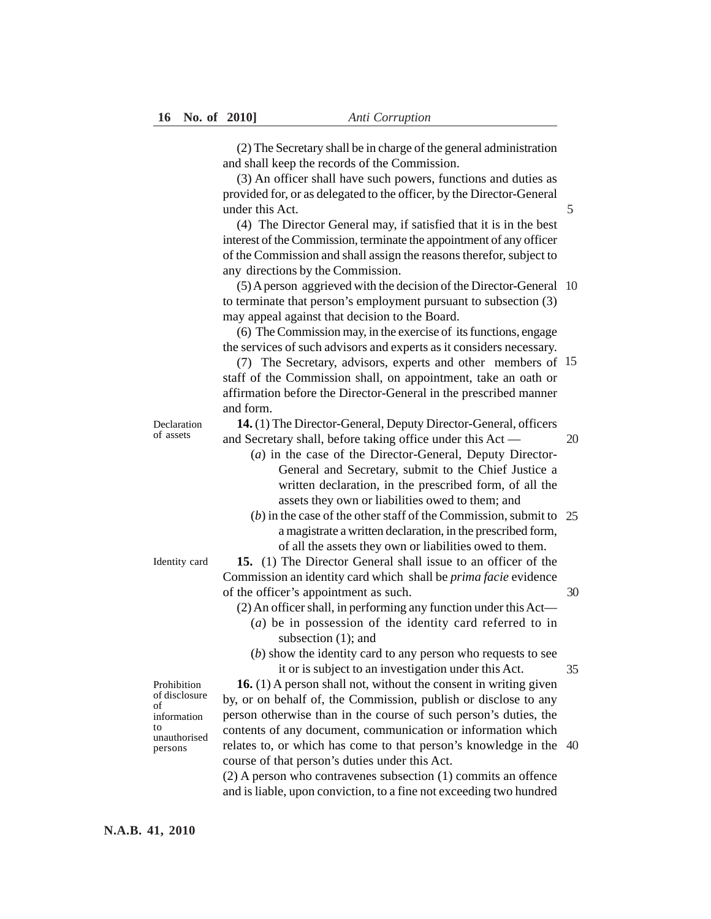(2) The Secretary shall be in charge of the general administration and shall keep the records of the Commission.

(3) An officer shall have such powers, functions and duties as provided for, or as delegated to the officer, by the Director-General under this Act.

(4) The Director General may, if satisfied that it is in the best interest of the Commission, terminate the appointment of any officer of the Commission and shall assign the reasons therefor, subject to any directions by the Commission.

(5) A person aggrieved with the decision of the Director-General to terminate that person's employment pursuant to subsection (3) may appeal against that decision to the Board.

(6) The Commission may, in the exercise of its functions, engage the services of such advisors and experts as it considers necessary.

(7) The Secretary, advisors, experts and other members of staff of the Commission shall, on appointment, take an oath or affirmation before the Director-General in the prescribed manner and form.

*Declaration of assets*

**14.** (1) The Director-General, Deputy Director-General, officers and Secretary shall, before taking office under this Act —

(*a*) in the case of the Director-General, Deputy Director-General and Secretary, submit to the Chief Justice a written declaration, in the prescribed form, of all the assets they own or liabilities owed to them; and

(*b*) in the case of the other staff of the Commission, submit to a magistrate a written declaration, in the prescribed form, of all the assets they own or liabilities owed to them.

*Identity card*

**15.** (1) The Director General shall issue to an officer of the Commission an identity card which shall be *prima facie* evidence of the officer's appointment as such.

(2) An officer shall, in performing any function under this Act—

(*a*) be in possession of the identity card referred to in subsection (1); and

(*b*) show the identity card to any person who requests to see it or is subject to an investigation under this Act.

*Prohibition of disclosure of information to unauthorised persons*

**16.** (1) A person shall not, without the consent in writing given by, or on behalf of, the Commission, publish or disclose to any person otherwise than in the course of such person's duties, the contents of any document, communication or information which relates to, or which has come to that person's knowledge in the course of that person's duties under this Act.

(2) A person who contravenes subsection (1) commits an offence and is liable, upon conviction, to a fine not exceeding two hundred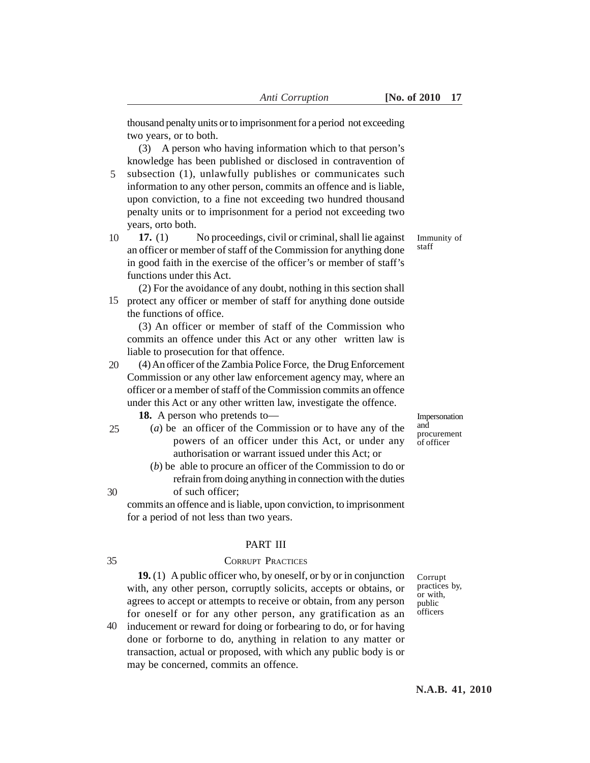thousand penalty units or to imprisonment for a period not exceeding two years, or to both.

(3) A person who having information which to that person's knowledge has been published or disclosed in contravention of subsection (1), unlawfully publishes or communicates such information to any other person, commits an offence and is liable, upon conviction, to a fine not exceeding two hundred thousand penalty units or to imprisonment for a period not exceeding two years, orto both.

*Immunity of staff*

**17.** (1) No proceedings, civil or criminal, shall lie against an officer or member of staff of the Commission for anything done in good faith in the exercise of the officer's or member of staff's functions under this Act.

(2) For the avoidance of any doubt, nothing in this section shall protect any officer or member of staff for anything done outside the functions of office.

(3) An officer or member of staff of the Commission who commits an offence under this Act or any other written law is liable to prosecution for that offence.

(4) An officer of the Zambia Police Force, the Drug Enforcement Commission or any other law enforcement agency may, where an officer or a member of staff of the Commission commits an offence under this Act or any other written law, investigate the offence.

*Impersonation and procurement of officer*

**18.** A person who pretends to—

(*a*) be an officer of the Commission or to have any of the powers of an officer under this Act, or under any authorisation or warrant issued under this Act; or

(*b*) be able to procure an officer of the Commission to do or refrain from doing anything in connection with the duties of such officer;

commits an offence and is liable, upon conviction, to imprisonment for a period of not less than two years.

## PART III

### CORRUPT PRACTICES

*Corrupt practices by, or with, public officers*

**19.** (1) A public officer who, by oneself, or by or in conjunction with, any other person, corruptly solicits, accepts or obtains, or agrees to accept or attempts to receive or obtain, from any person for oneself or for any other person, any gratification as an inducement or reward for doing or forbearing to do, or for having done or forborne to do, anything in relation to any matter or transaction, actual or proposed, with which any public body is or may be concerned, commits an offence.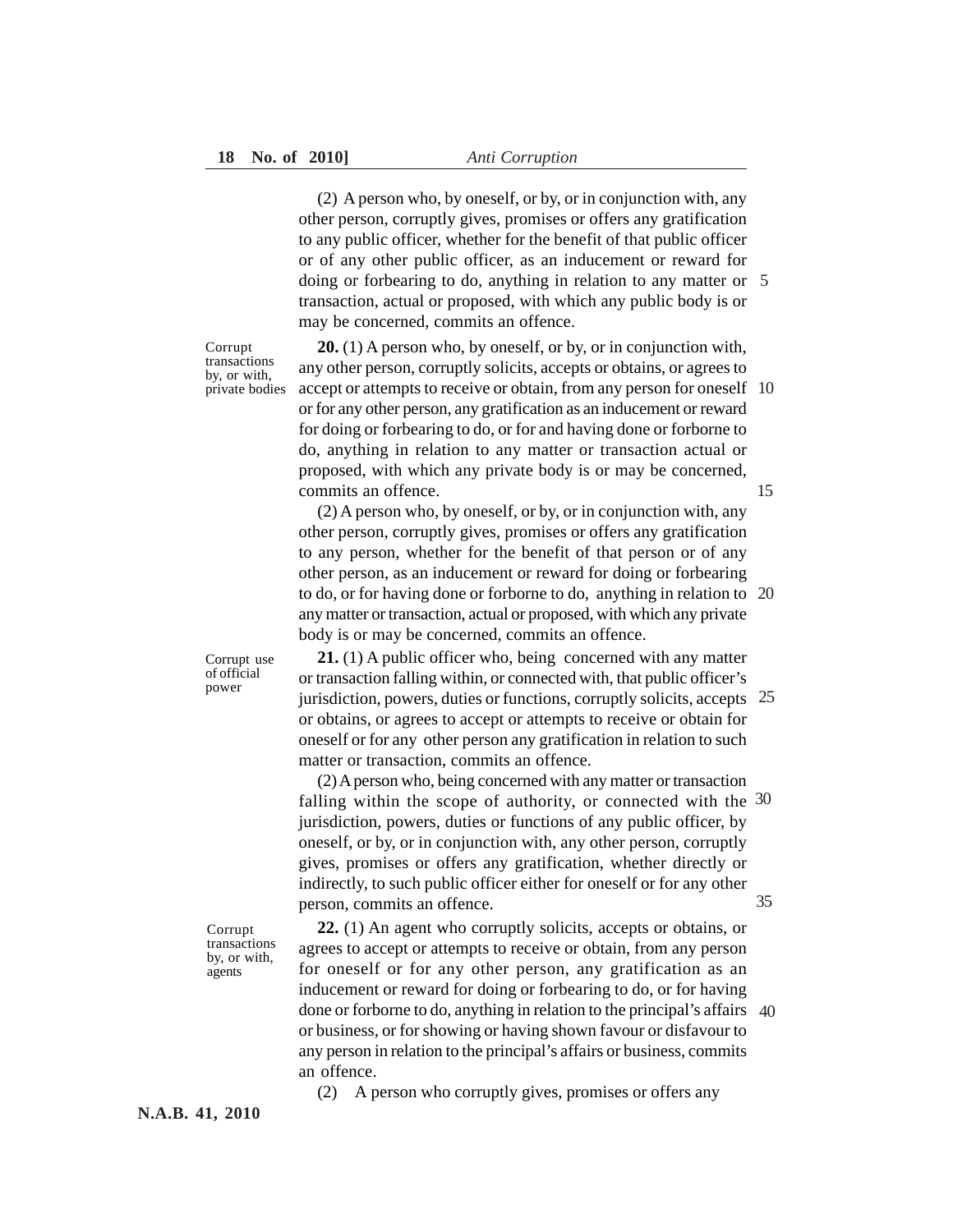(2) A person who, by oneself, or by, or in conjunction with, any other person, corruptly gives, promises or offers any gratification to any public officer, whether for the benefit of that public officer or of any other public officer, as an inducement or reward for doing or forbearing to do, anything in relation to any matter or transaction, actual or proposed, with which any public body is or may be concerned, commits an offence.

*Corrupt transactions by, or with, private bodies*

**20.** (1) A person who, by oneself, or by, or in conjunction with, any other person, corruptly solicits, accepts or obtains, or agrees to accept or attempts to receive or obtain, from any person for oneself or for any other person, any gratification as an inducement or reward for doing or forbearing to do, or for and having done or forborne to do, anything in relation to any matter or transaction actual or proposed, with which any private body is or may be concerned, commits an offence.

(2) A person who, by oneself, or by, or in conjunction with, any other person, corruptly gives, promises or offers any gratification to any person, whether for the benefit of that person or of any other person, as an inducement or reward for doing or forbearing to do, or for having done or forborne to do, anything in relation to any matter or transaction, actual or proposed, with which any private body is or may be concerned, commits an offence.

*Corrupt use of official power*

**21.** (1) A public officer who, being concerned with any matter or transaction falling within, or connected with, that public officer's jurisdiction, powers, duties or functions, corruptly solicits, accepts or obtains, or agrees to accept or attempts to receive or obtain for oneself or for any other person any gratification in relation to such matter or transaction, commits an offence.

(2) A person who, being concerned with any matter or transaction falling within the scope of authority, or connected with the jurisdiction, powers, duties or functions of any public officer, by oneself, or by, or in conjunction with, any other person, corruptly gives, promises or offers any gratification, whether directly or indirectly, to such public officer either for oneself or for any other person, commits an offence.

*Corrupt transactions by, or with, agents*

**22.** (1) An agent who corruptly solicits, accepts or obtains, or agrees to accept or attempts to receive or obtain, from any person for oneself or for any other person, any gratification as an inducement or reward for doing or forbearing to do, or for having done or forborne to do, anything in relation to the principal's affairs or business, or for showing or having shown favour or disfavour to any person in relation to the principal's affairs or business, commits an offence.

(2) A person who corruptly gives, promises or offers any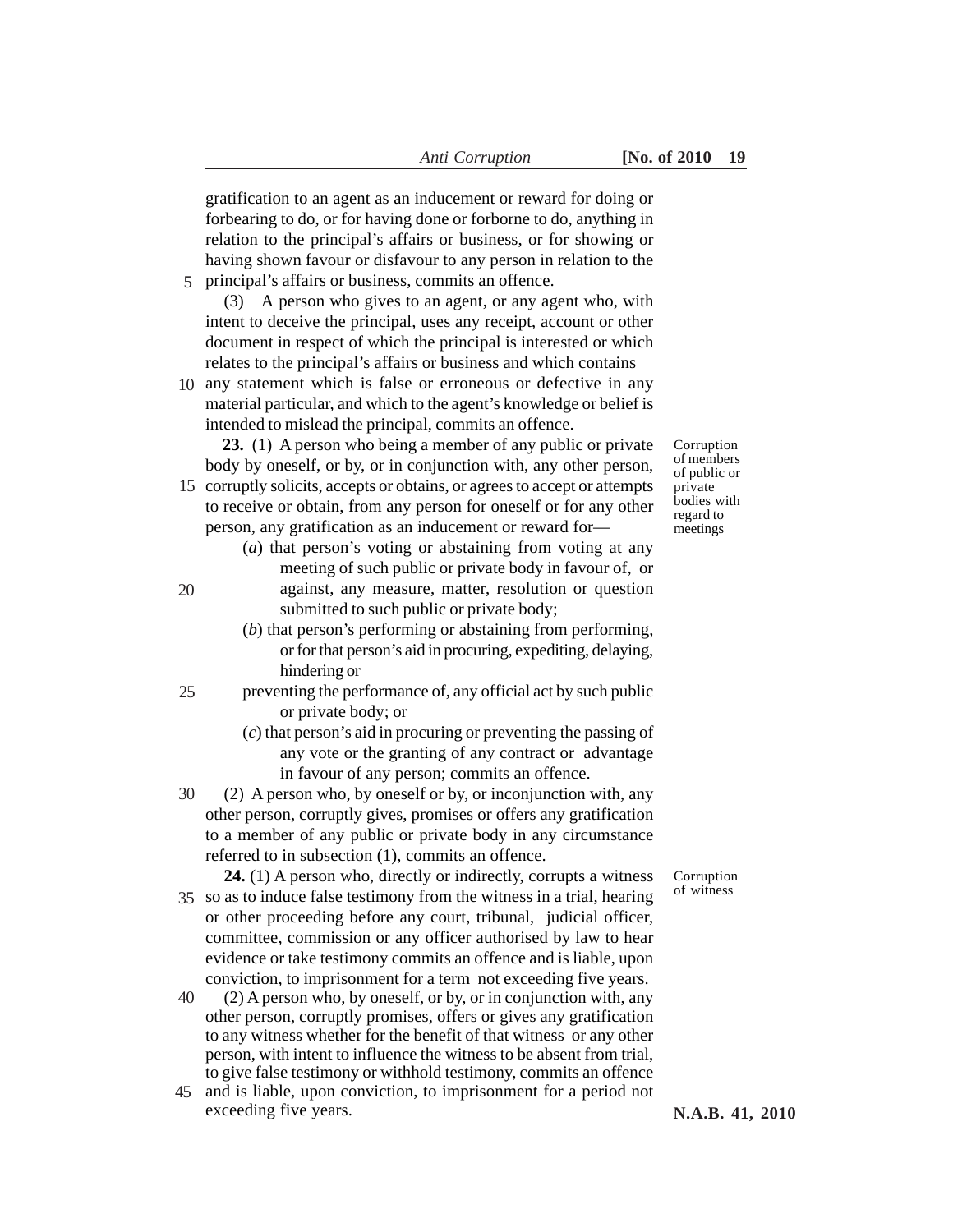gratification to an agent as an inducement or reward for doing or forbearing to do, or for having done or forborne to do, anything in relation to the principal's affairs or business, or for showing or having shown favour or disfavour to any person in relation to the principal's affairs or business, commits an offence.

(3) A person who gives to an agent, or any agent who, with intent to deceive the principal, uses any receipt, account or other document in respect of which the principal is interested or which relates to the principal's affairs or business and which contains any statement which is false or erroneous or defective in any material particular, and which to the agent's knowledge or belief is intended to mislead the principal, commits an offence.

*Corruption of members of public or private bodies with regard to meetings*

**23.** (1) A person who being a member of any public or private body by oneself, or by, or in conjunction with, any other person, corruptly solicits, accepts or obtains, or agrees to accept or attempts to receive or obtain, from any person for oneself or for any other person, any gratification as an inducement or reward for—

(*a*) that person's voting or abstaining from voting at any meeting of such public or private body in favour of, or against, any measure, matter, resolution or question submitted to such public or private body;

(*b*) that person's performing or abstaining from performing, or for that person's aid in procuring, expediting, delaying, hindering or preventing the performance of, any official act by such public or private body; or

(*c*) that person's aid in procuring or preventing the passing of any vote or the granting of any contract or advantage in favour of any person; commits an offence.

(2) A person who, by oneself or by, or inconjunction with, any other person, corruptly gives, promises or offers any gratification to a member of any public or private body in any circumstance referred to in subsection (1), commits an offence.

*Corruption of witness*

**24.** (1) A person who, directly or indirectly, corrupts a witness so as to induce false testimony from the witness in a trial, hearing or other proceeding before any court, tribunal, judicial officer, committee, commission or any officer authorised by law to hear evidence or take testimony commits an offence and is liable, upon conviction, to imprisonment for a term not exceeding five years.

(2) A person who, by oneself, or by, or in conjunction with, any other person, corruptly promises, offers or gives any gratification to any witness whether for the benefit of that witness or any other person, with intent to influence the witness to be absent from trial, to give false testimony or withhold testimony, commits an offence and is liable, upon conviction, to imprisonment for a period not exceeding five years.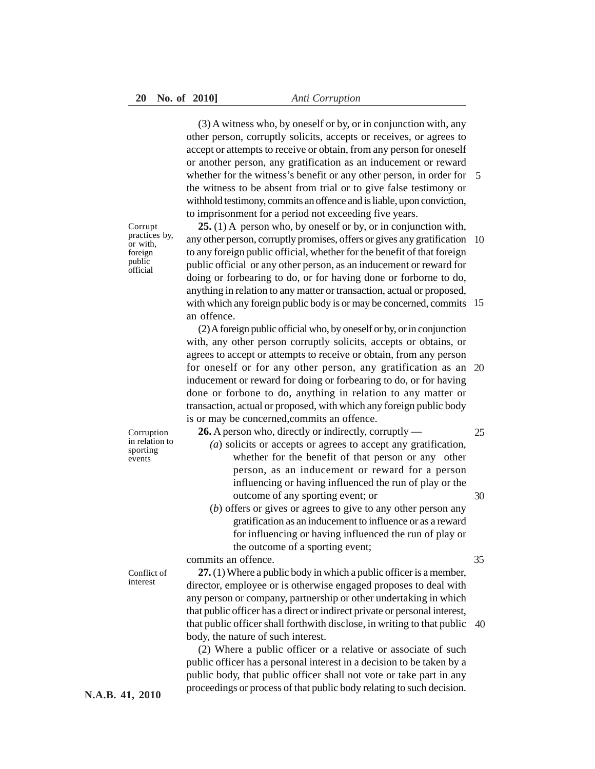(3) A witness who, by oneself or by, or in conjunction with, any other person, corruptly solicits, accepts or receives, or agrees to accept or attempts to receive or obtain, from any person for oneself or another person, any gratification as an inducement or reward whether for the witness's benefit or any other person, in order for the witness to be absent from trial or to give false testimony or withhold testimony, commits an offence and is liable, upon conviction, to imprisonment for a period not exceeding five years.

*Corrupt practices by, or with, foreign public official*

**25.** (1) A person who, by oneself or by, or in conjunction with, any other person, corruptly promises, offers or gives any gratification to any foreign public official, whether for the benefit of that foreign public official or any other person, as an inducement or reward for doing or forbearing to do, or for having done or forborne to do, anything in relation to any matter or transaction, actual or proposed, with which any foreign public body is or may be concerned, commits an offence.

(2) A foreign public official who, by oneself or by, or in conjunction with, any other person corruptly solicits, accepts or obtains, or agrees to accept or attempts to receive or obtain, from any person for oneself or for any other person, any gratification as an inducement or reward for doing or forbearing to do, or for having done or forbone to do, anything in relation to any matter or transaction, actual or proposed, with which any foreign public body is or may be concerned,commits an offence.

*Corruption in relation to sporting events*

**26.** A person who, directly or indirectly, corruptly —

(*a*) solicits or accepts or agrees to accept any gratification, whether for the benefit of that person or any other person, as an inducement or reward for a person influencing or having influenced the run of play or the outcome of any sporting event; or

(*b*) offers or gives or agrees to give to any other person any gratification as an inducement to influence or as a reward for influencing or having influenced the run of play or the outcome of a sporting event;

commits an offence.

*Conflict of interest*

**27.** (1) Where a public body in which a public officer is a member, director, employee or is otherwise engaged proposes to deal with any person or company, partnership or other undertaking in which that public officer has a direct or indirect private or personal interest, that public officer shall forthwith disclose, in writing to that public body, the nature of such interest.

(2) Where a public officer or a relative or associate of such public officer has a personal interest in a decision to be taken by a public body, that public officer shall not vote or take part in any proceedings or process of that public body relating to such decision.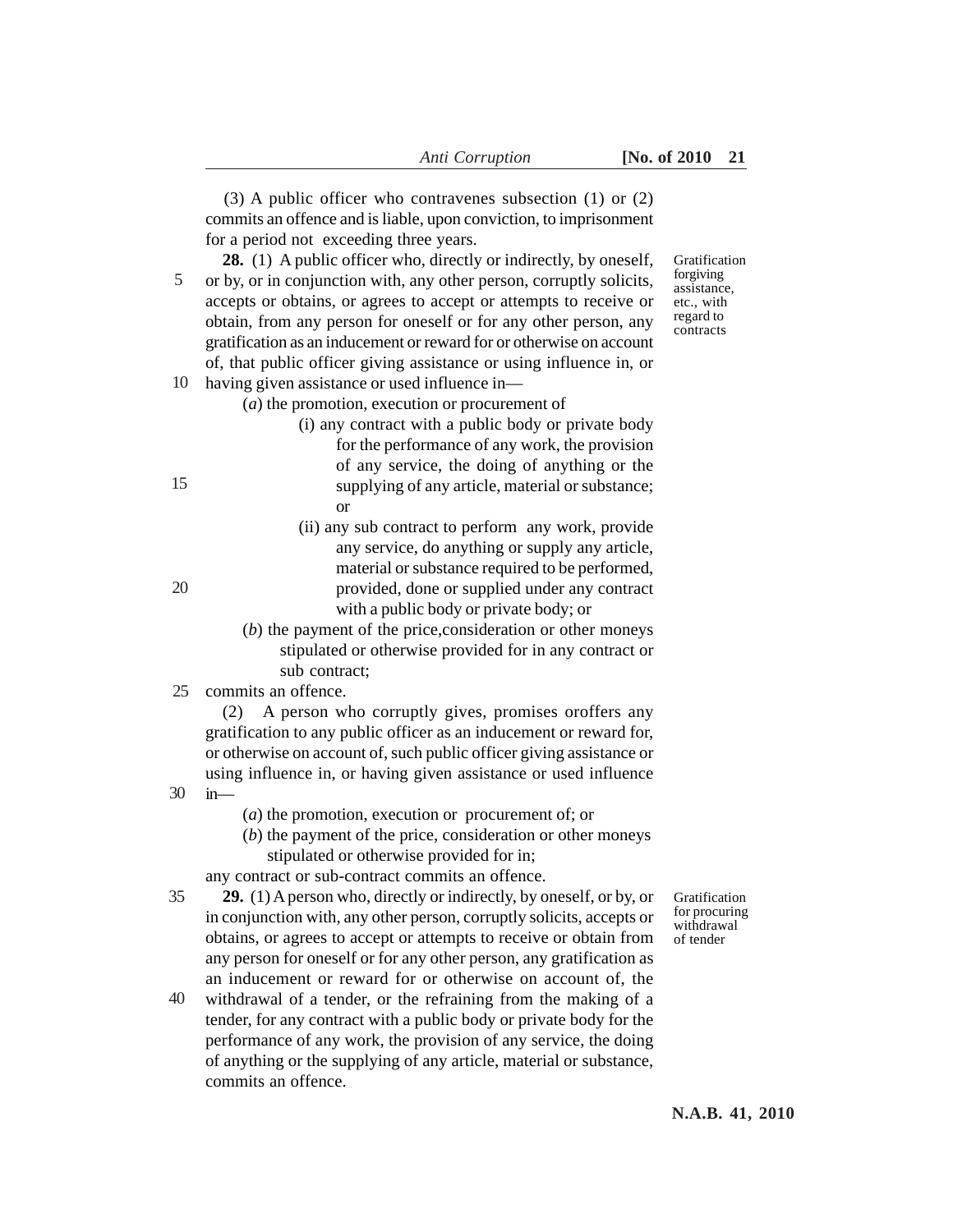(3) A public officer who contravenes subsection (1) or (2) commits an offence and is liable, upon conviction, to imprisonment for a period not exceeding three years.

Gratification forgiving assistance, etc., with regard to contracts

**28.** (1) A public officer who, directly or indirectly, by oneself, or by, or in conjunction with, any other person, corruptly solicits, accepts or obtains, or agrees to accept or attempts to receive or obtain, from any person for oneself or for any other person, any gratification as an inducement or reward for or otherwise on account of, that public officer giving assistance or using influence in, or having given assistance or used influence in—

(*a*) the promotion, execution or procurement of

(i) any contract with a public body or private body for the performance of any work, the provision of any service, the doing of anything or the supplying of any article, material or substance; or

(ii) any sub contract to perform any work, provide any service, do anything or supply any article, material or substance required to be performed, provided, done or supplied under any contract with a public body or private body; or

(*b*) the payment of the price,consideration or other moneys stipulated or otherwise provided for in any contract or sub contract;

commits an offence.

(2) A person who corruptly gives, promises oroffers any gratification to any public officer as an inducement or reward for, or otherwise on account of, such public officer giving assistance or using influence in, or having given assistance or used influence in—

(*a*) the promotion, execution or procurement of; or

(*b*) the payment of the price, consideration or other moneys stipulated or otherwise provided for in;

any contract or sub-contract commits an offence.

Gratification for procuring withdrawal of tender

**29.** (1) A person who, directly or indirectly, by oneself, or by, or in conjunction with, any other person, corruptly solicits, accepts or obtains, or agrees to accept or attempts to receive or obtain from any person for oneself or for any other person, any gratification as an inducement or reward for or otherwise on account of, the withdrawal of a tender, or the refraining from the making of a tender, for any contract with a public body or private body for the performance of any work, the provision of any service, the doing of anything or the supplying of any article, material or substance, commits an offence.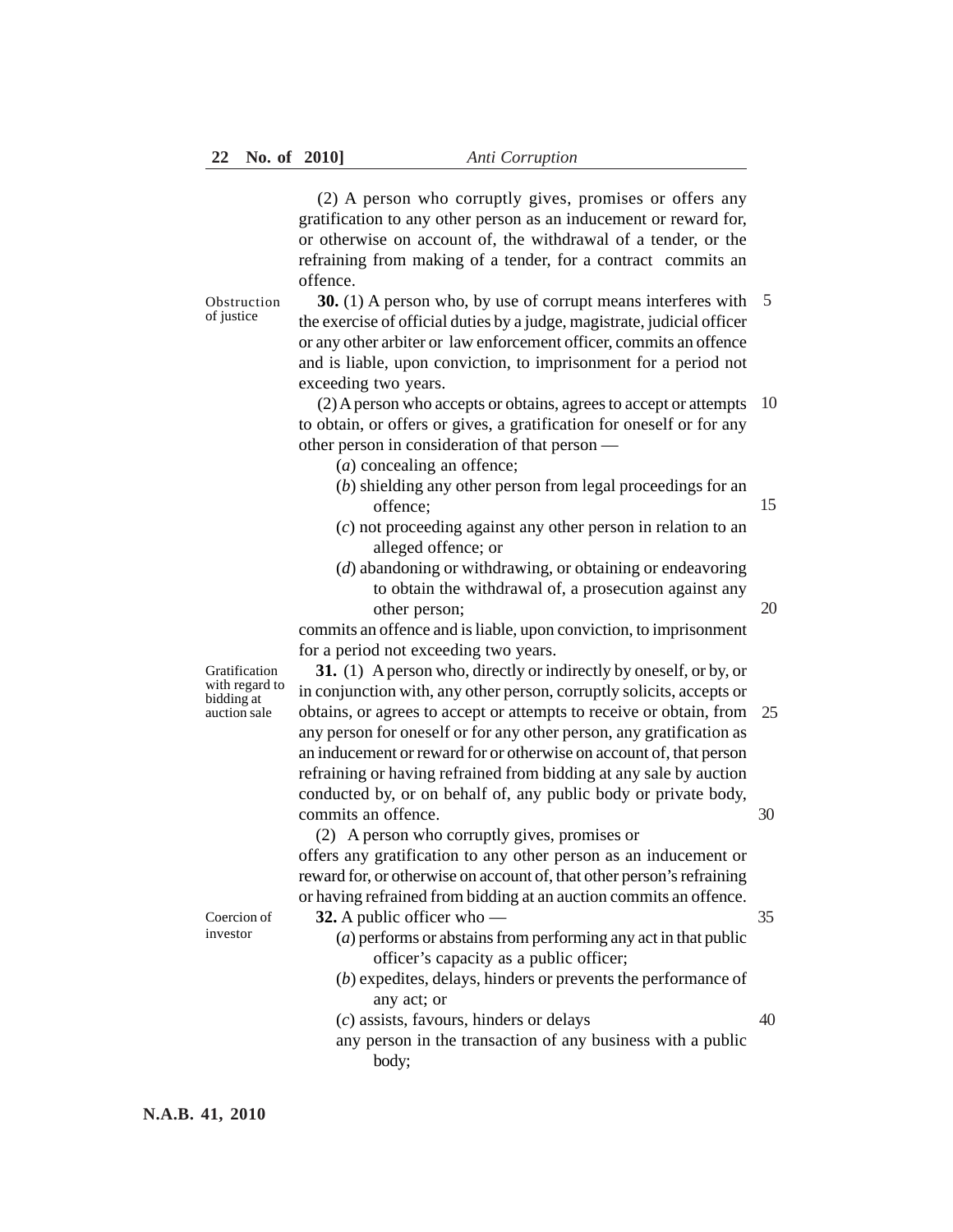(2) A person who corruptly gives, promises or offers any gratification to any other person as an inducement or reward for, or otherwise on account of, the withdrawal of a tender, or the refraining from making of a tender, for a contract commits an offence.

*Obstruction of justice*

**30.** (1) A person who, by use of corrupt means interferes with the exercise of official duties by a judge, magistrate, judicial officer or any other arbiter or law enforcement officer, commits an offence and is liable, upon conviction, to imprisonment for a period not exceeding two years.

(2) A person who accepts or obtains, agrees to accept or attempts to obtain, or offers or gives, a gratification for oneself or for any other person in consideration of that person —

(*a*) concealing an offence;

(*b*) shielding any other person from legal proceedings for an offence;

(*c*) not proceeding against any other person in relation to an alleged offence; or

(*d*) abandoning or withdrawing, or obtaining or endeavoring to obtain the withdrawal of, a prosecution against any other person;

commits an offence and is liable, upon conviction, to imprisonment for a period not exceeding two years.

*Gratification with regard to bidding at auction sale*

**31.** (1) A person who, directly or indirectly by oneself, or by, or in conjunction with, any other person, corruptly solicits, accepts or obtains, or agrees to accept or attempts to receive or obtain, from any person for oneself or for any other person, any gratification as an inducement or reward for or otherwise on account of, that person refraining or having refrained from bidding at any sale by auction conducted by, or on behalf of, any public body or private body, commits an offence.

(2) A person who corruptly gives, promises or offers any gratification to any other person as an inducement or reward for, or otherwise on account of, that other person's refraining or having refrained from bidding at an auction commits an offence.

*Coercion of investor*

**32.** A public officer who —

(*a*) performs or abstains from performing any act in that public officer's capacity as a public officer;

(*b*) expedites, delays, hinders or prevents the performance of any act; or

(*c*) assists, favours, hinders or delays

any person in the transaction of any business with a public body;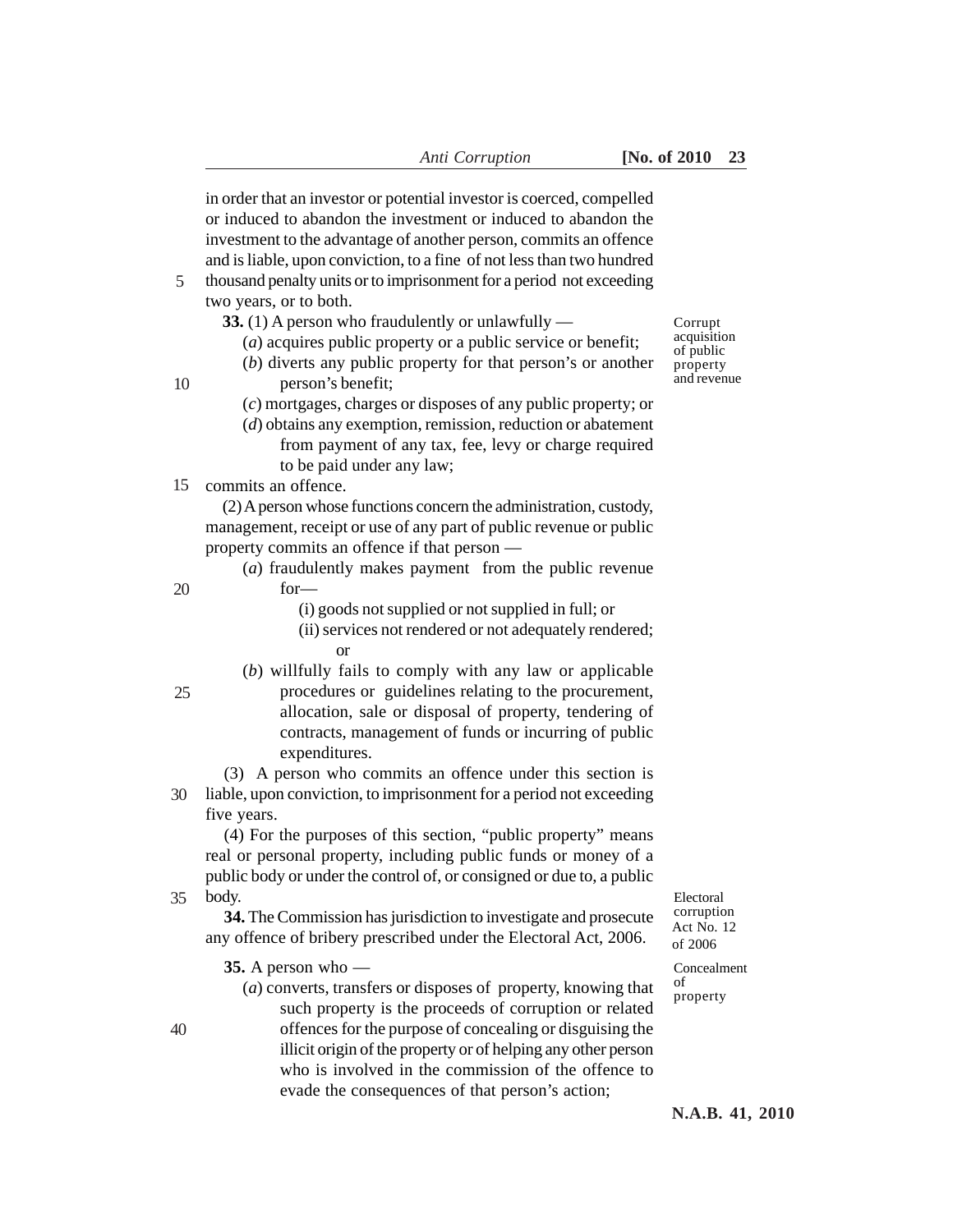in order that an investor or potential investor is coerced, compelled or induced to abandon the investment or induced to abandon the investment to the advantage of another person, commits an offence and is liable, upon conviction, to a fine of not less than two hundred thousand penalty units or to imprisonment for a period not exceeding two years, or to both.

*Corrupt acquisition of public property and revenue*

**33.** (1) A person who fraudulently or unlawfully —

(*a*) acquires public property or a public service or benefit;

(*b*) diverts any public property for that person's or another person's benefit;

(*c*) mortgages, charges or disposes of any public property; or

(*d*) obtains any exemption, remission, reduction or abatement from payment of any tax, fee, levy or charge required to be paid under any law;

commits an offence.

(2) A person whose functions concern the administration, custody, management, receipt or use of any part of public revenue or public property commits an offence if that person —

(*a*) fraudulently makes payment from the public revenue for—

(i) goods not supplied or not supplied in full; or

(ii) services not rendered or not adequately rendered; or

(*b*) willfully fails to comply with any law or applicable procedures or guidelines relating to the procurement, allocation, sale or disposal of property, tendering of contracts, management of funds or incurring of public expenditures.

(3) A person who commits an offence under this section is liable, upon conviction, to imprisonment for a period not exceeding five years.

(4) For the purposes of this section, "public property" means real or personal property, including public funds or money of a public body or under the control of, or consigned or due to, a public body.

*Electoral corruption Act No. 12 of 2006*

**34.** The Commission has jurisdiction to investigate and prosecute any offence of bribery prescribed under the Electoral Act, 2006.

*Concealment of property*

**35.** A person who —

(*a*) converts, transfers or disposes of property, knowing that such property is the proceeds of corruption or related offences for the purpose of concealing or disguising the illicit origin of the property or of helping any other person who is involved in the commission of the offence to evade the consequences of that person's action;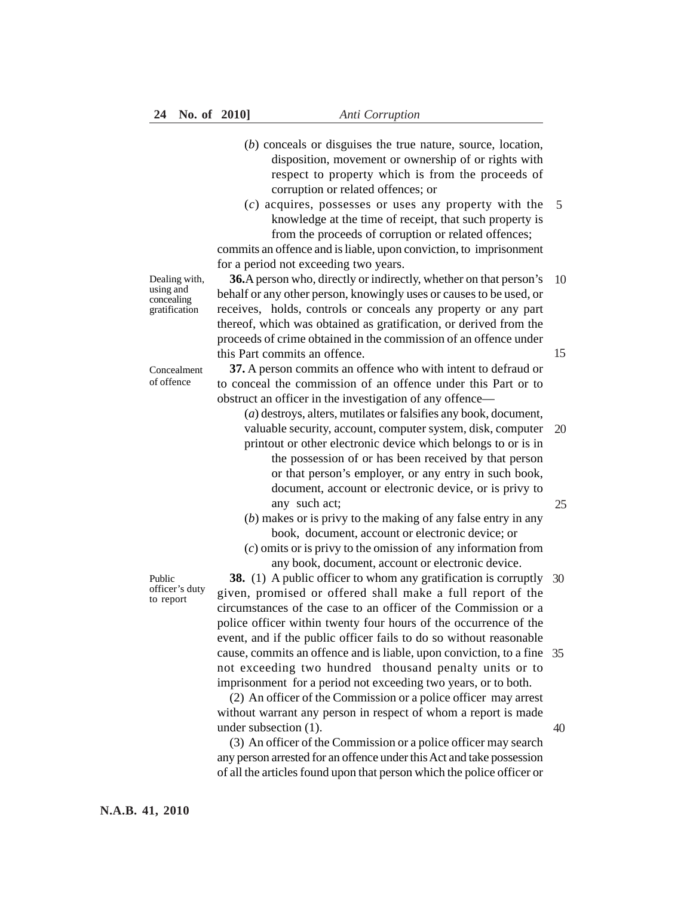(*b*) conceals or disguises the true nature, source, location, disposition, movement or ownership of or rights with respect to property which is from the proceeds of corruption or related offences; or

(*c*) acquires, possesses or uses any property with the knowledge at the time of receipt, that such property is from the proceeds of corruption or related offences;

commits an offence and is liable, upon conviction, to imprisonment for a period not exceeding two years.

*Dealing with, using and concealing gratification*

**36.** A person who, directly or indirectly, whether on that person's behalf or any other person, knowingly uses or causes to be used, or receives, holds, controls or conceals any property or any part thereof, which was obtained as gratification, or derived from the proceeds of crime obtained in the commission of an offence under this Part commits an offence.

*Concealment of offence*

**37.** A person commits an offence who with intent to defraud or to conceal the commission of an offence under this Part or to obstruct an officer in the investigation of any offence—

(*a*) destroys, alters, mutilates or falsifies any book, document, valuable security, account, computer system, disk, computer printout or other electronic device which belongs to or is in the possession of or has been received by that person or that person's employer, or any entry in such book, document, account or electronic device, or is privy to any such act;

(*b*) makes or is privy to the making of any false entry in any book, document, account or electronic device; or

(*c*) omits or is privy to the omission of any information from any book, document, account or electronic device.

*Public officer's duty to report*

**38.** (1) A public officer to whom any gratification is corruptly given, promised or offered shall make a full report of the circumstances of the case to an officer of the Commission or a police officer within twenty four hours of the occurrence of the event, and if the public officer fails to do so without reasonable cause, commits an offence and is liable, upon conviction, to a fine not exceeding two hundred thousand penalty units or to imprisonment for a period not exceeding two years, or to both.

(2) An officer of the Commission or a police officer may arrest without warrant any person in respect of whom a report is made under subsection (1).

(3) An officer of the Commission or a police officer may search any person arrested for an offence under this Act and take possession of all the articles found upon that person which the police officer or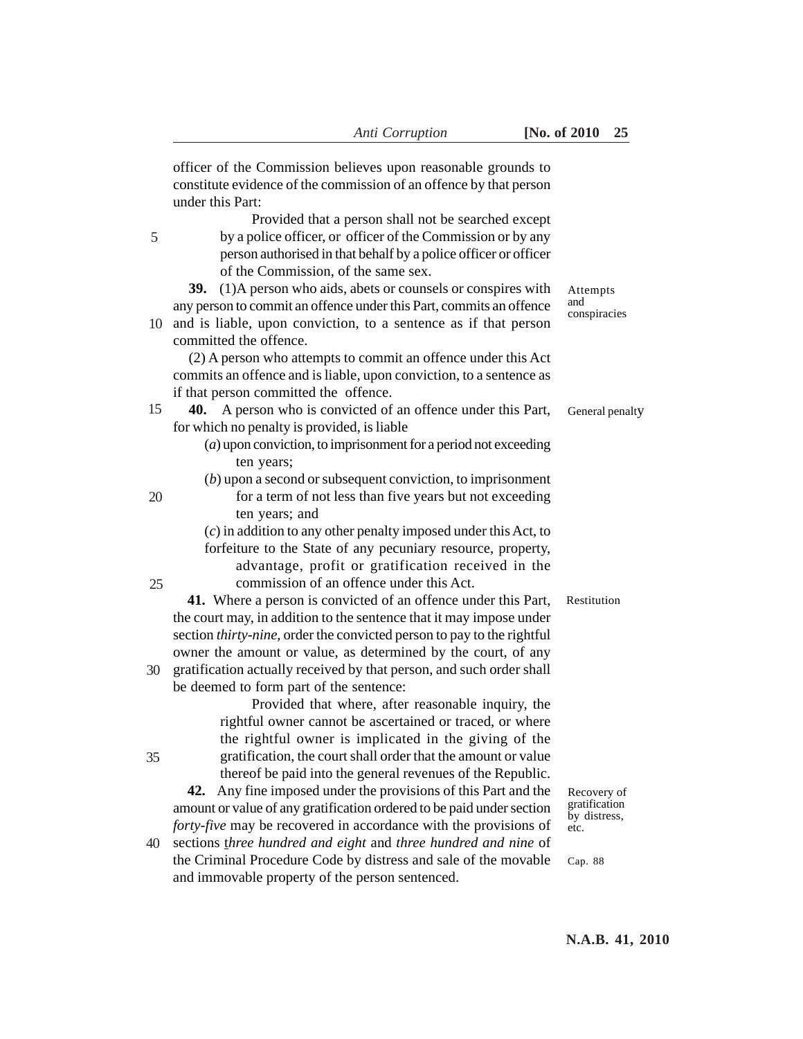officer of the Commission believes upon reasonable grounds to constitute evidence of the commission of an offence by that person under this Part:

Provided that a person shall not be searched except by a police officer, or officer of the Commission or by any person authorised in that behalf by a police officer or officer of the Commission, of the same sex.

*Attempts and conspiracies*

**39.** (1)A person who aids, abets or counsels or conspires with any person to commit an offence under this Part, commits an offence and is liable, upon conviction, to a sentence as if that person committed the offence.

(2) A person who attempts to commit an offence under this Act commits an offence and is liable, upon conviction, to a sentence as if that person committed the offence.

*General penalty*

**40.** A person who is convicted of an offence under this Part, for which no penalty is provided, is liable

(*a*) upon conviction, to imprisonment for a period not exceeding ten years;

(*b*) upon a second or subsequent conviction, to imprisonment for a term of not less than five years but not exceeding ten years; and

(*c*) in addition to any other penalty imposed under this Act, to forfeiture to the State of any pecuniary resource, property, advantage, profit or gratification received in the commission of an offence under this Act.

*Restitution*

**41.** Where a person is convicted of an offence under this Part, the court may, in addition to the sentence that it may impose under section *thirty-nine*, order the convicted person to pay to the rightful owner the amount or value, as determined by the court, of any gratification actually received by that person, and such order shall be deemed to form part of the sentence:

Provided that where, after reasonable inquiry, the rightful owner cannot be ascertained or traced, or where the rightful owner is implicated in the giving of the gratification, the court shall order that the amount or value thereof be paid into the general revenues of the Republic.

*Recovery of gratification by distress, etc.*

*Cap. 88*

**42.** Any fine imposed under the provisions of this Part and the amount or value of any gratification ordered to be paid under section *forty-five* may be recovered in accordance with the provisions of sections *three hundred and eight* and *three hundred and nine* of the Criminal Procedure Code by distress and sale of the movable and immovable property of the person sentenced.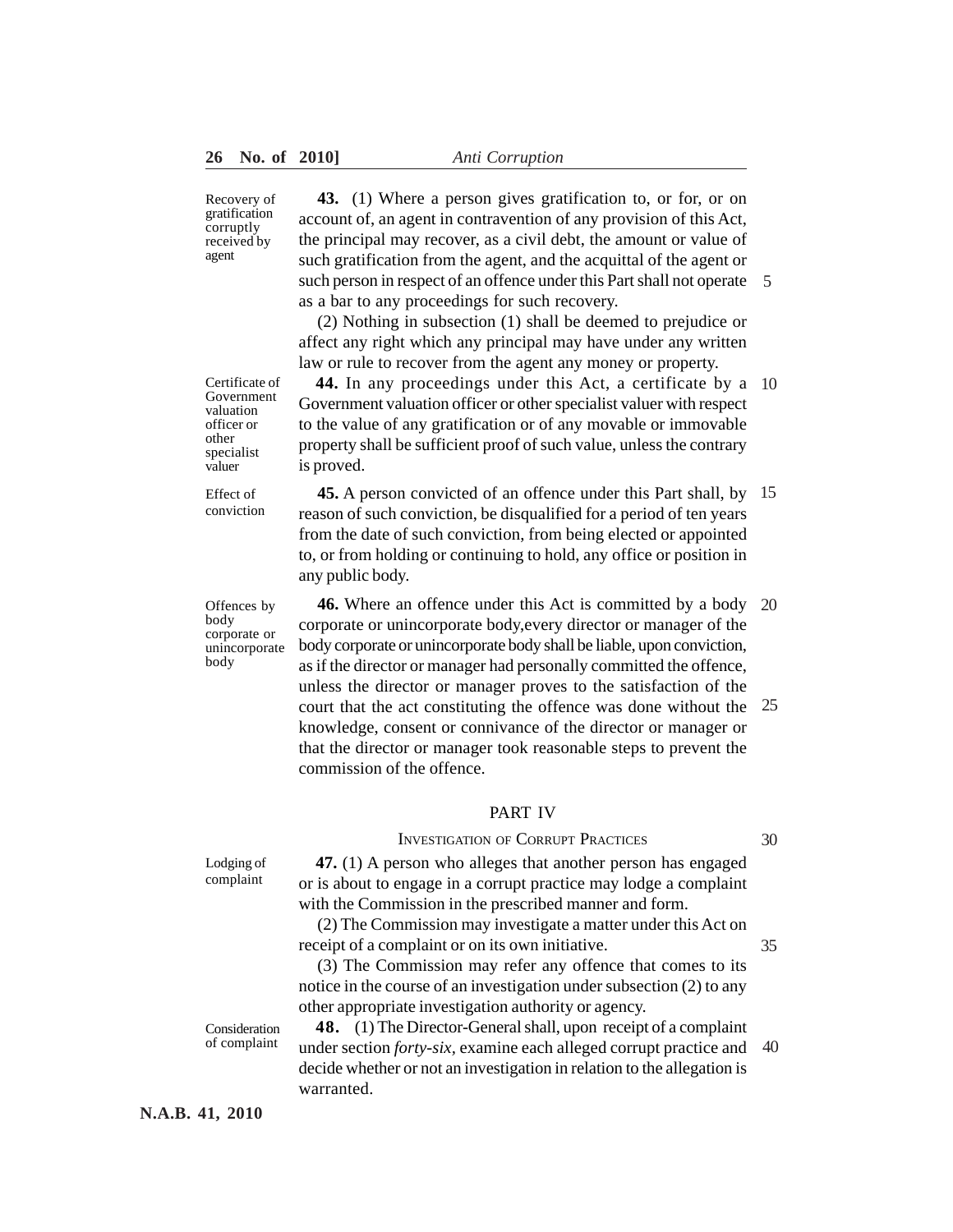**Recovery of gratification corruptly received by agent**

**43.** (1) Where a person gives gratification to, or for, or on account of, an agent in contravention of any provision of this Act, the principal may recover, as a civil debt, the amount or value of such gratification from the agent, and the acquittal of the agent or such person in respect of an offence under this Part shall not operate as a bar to any proceedings for such recovery.

(2) Nothing in subsection (1) shall be deemed to prejudice or affect any right which any principal may have under any written law or rule to recover from the agent any money or property.

**Certificate of Government valuation officer or other specialist valuer**

**44.** In any proceedings under this Act, a certificate by a Government valuation officer or other specialist valuer with respect to the value of any gratification or of any movable or immovable property shall be sufficient proof of such value, unless the contrary is proved.

**Effect of conviction**

**45.** A person convicted of an offence under this Part shall, by reason of such conviction, be disqualified for a period of ten years from the date of such conviction, from being elected or appointed to, or from holding or continuing to hold, any office or position in any public body.

**Offences by body corporate or unincorporate body**

**46.** Where an offence under this Act is committed by a body corporate or unincorporate body,every director or manager of the body corporate or unincorporate body shall be liable, upon conviction, as if the director or manager had personally committed the offence, unless the director or manager proves to the satisfaction of the court that the act constituting the offence was done without the knowledge, consent or connivance of the director or manager or that the director or manager took reasonable steps to prevent the commission of the offence.

## PART IV

### INVESTIGATION OF CORRUPT PRACTICES

**Lodging of complaint**

**47.** (1) A person who alleges that another person has engaged or is about to engage in a corrupt practice may lodge a complaint with the Commission in the prescribed manner and form.

(2) The Commission may investigate a matter under this Act on receipt of a complaint or on its own initiative.

(3) The Commission may refer any offence that comes to its notice in the course of an investigation under subsection (2) to any other appropriate investigation authority or agency.

**Consideration of complaint**

**48.** (1) The Director-General shall, upon receipt of a complaint under section *forty-six*, examine each alleged corrupt practice and decide whether or not an investigation in relation to the allegation is warranted.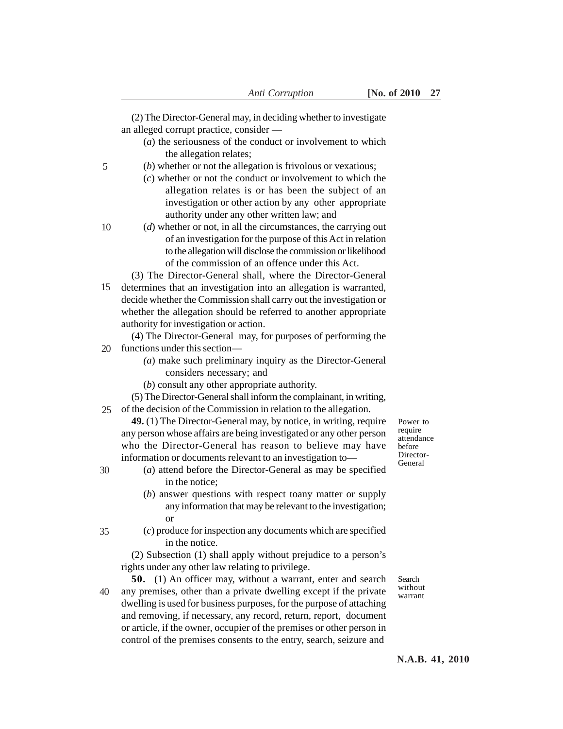(2) The Director-General may, in deciding whether to investigate an alleged corrupt practice, consider —

(*a*) the seriousness of the conduct or involvement to which the allegation relates;

(*b*) whether or not the allegation is frivolous or vexatious;

(*c*) whether or not the conduct or involvement to which the allegation relates is or has been the subject of an investigation or other action by any other appropriate authority under any other written law; and

(*d*) whether or not, in all the circumstances, the carrying out of an investigation for the purpose of this Act in relation to the allegation will disclose the commission or likelihood of the commission of an offence under this Act.

(3) The Director-General shall, where the Director-General determines that an investigation into an allegation is warranted, decide whether the Commission shall carry out the investigation or whether the allegation should be referred to another appropriate authority for investigation or action.

(4) The Director-General may, for purposes of performing the functions under this section—

(*a*) make such preliminary inquiry as the Director-General considers necessary; and

(*b*) consult any other appropriate authority.

(5) The Director-General shall inform the complainant, in writing, of the decision of the Commission in relation to the allegation.

*Power to require attendance before Director-General*

**49.** (1) The Director-General may, by notice, in writing, require any person whose affairs are being investigated or any other person who the Director-General has reason to believe may have information or documents relevant to an investigation to—

(*a*) attend before the Director-General as may be specified in the notice;

(*b*) answer questions with respect toany matter or supply any information that may be relevant to the investigation; or

(*c*) produce for inspection any documents which are specified in the notice.

(2) Subsection (1) shall apply without prejudice to a person's rights under any other law relating to privilege.

*Search without warrant*

**50.** (1) An officer may, without a warrant, enter and search any premises, other than a private dwelling except if the private dwelling is used for business purposes, for the purpose of attaching and removing, if necessary, any record, return, report, document or article, if the owner, occupier of the premises or other person in control of the premises consents to the entry, search, seizure and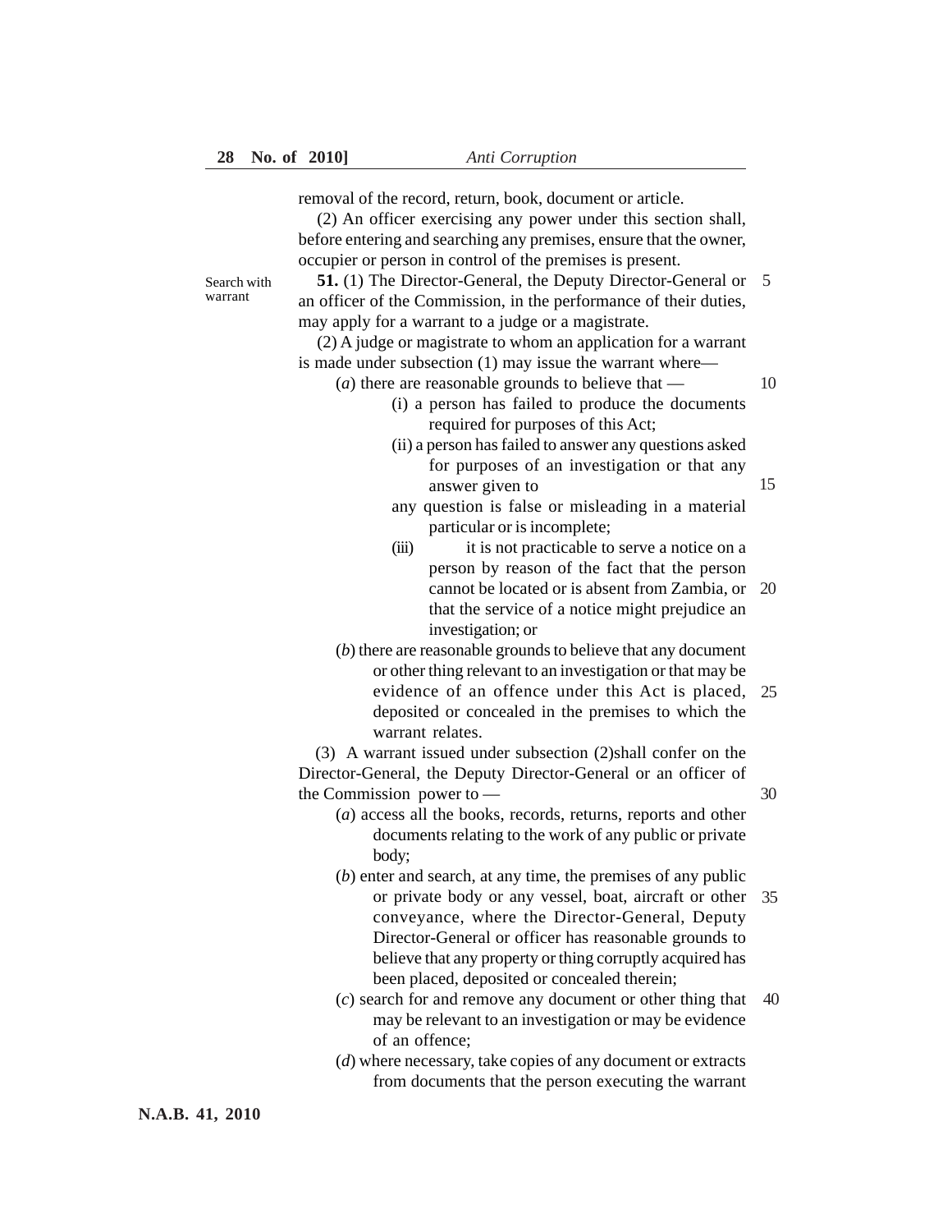removal of the record, return, book, document or article.

(2) An officer exercising any power under this section shall, before entering and searching any premises, ensure that the owner, occupier or person in control of the premises is present.

Search with warrant

**51.** (1) The Director-General, the Deputy Director-General or an officer of the Commission, in the performance of their duties, may apply for a warrant to a judge or a magistrate.

(2) A judge or magistrate to whom an application for a warrant is made under subsection (1) may issue the warrant where—

(*a*) there are reasonable grounds to believe that —

(i) a person has failed to produce the documents required for purposes of this Act;

(ii) a person has failed to answer any questions asked for purposes of an investigation or that any answer given to any question is false or misleading in a material particular or is incomplete;

(iii) it is not practicable to serve a notice on a person by reason of the fact that the person cannot be located or is absent from Zambia, or that the service of a notice might prejudice an investigation; or

(*b*) there are reasonable grounds to believe that any document or other thing relevant to an investigation or that may be evidence of an offence under this Act is placed, deposited or concealed in the premises to which the warrant relates.

(3) A warrant issued under subsection (2)shall confer on the Director-General, the Deputy Director-General or an officer of the Commission power to —

(*a*) access all the books, records, returns, reports and other documents relating to the work of any public or private body;

(*b*) enter and search, at any time, the premises of any public or private body or any vessel, boat, aircraft or other conveyance, where the Director-General, Deputy Director-General or officer has reasonable grounds to believe that any property or thing corruptly acquired has been placed, deposited or concealed therein;

(*c*) search for and remove any document or other thing that may be relevant to an investigation or may be evidence of an offence;

(*d*) where necessary, take copies of any document or extracts from documents that the person executing the warrant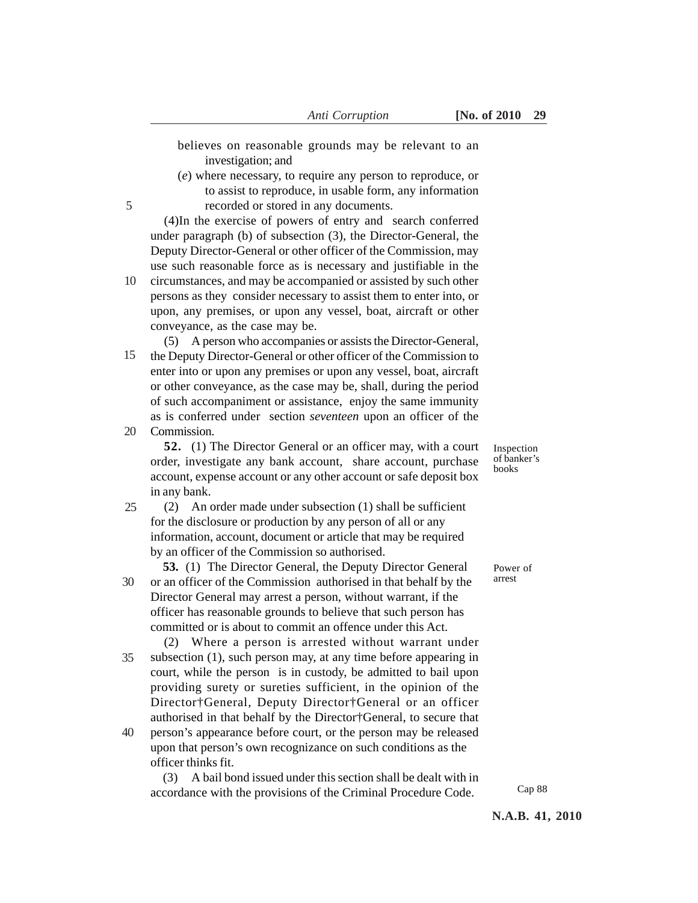believes on reasonable grounds may be relevant to an investigation; and

(*e*) where necessary, to require any person to reproduce, or to assist to reproduce, in usable form, any information recorded or stored in any documents.

(4)In the exercise of powers of entry and search conferred under paragraph (b) of subsection (3), the Director-General, the Deputy Director-General or other officer of the Commission, may use such reasonable force as is necessary and justifiable in the circumstances, and may be accompanied or assisted by such other persons as they consider necessary to assist them to enter into, or upon, any premises, or upon any vessel, boat, aircraft or other conveyance, as the case may be.

(5) A person who accompanies or assists the Director-General, the Deputy Director-General or other officer of the Commission to enter into or upon any premises or upon any vessel, boat, aircraft or other conveyance, as the case may be, shall, during the period of such accompaniment or assistance, enjoy the same immunity as is conferred under section *seventeen* upon an officer of the Commission.

Inspection of banker's books

**52.** (1) The Director General or an officer may, with a court order, investigate any bank account, share account, purchase account, expense account or any other account or safe deposit box in any bank.

(2) An order made under subsection (1) shall be sufficient for the disclosure or production by any person of all or any information, account, document or article that may be required by an officer of the Commission so authorised.

Power of arrest

**53.** (1) The Director General, the Deputy Director General or an officer of the Commission authorised in that behalf by the Director General may arrest a person, without warrant, if the officer has reasonable grounds to believe that such person has committed or is about to commit an offence under this Act.

(2) Where a person is arrested without warrant under subsection (1), such person may, at any time before appearing in court, while the person is in custody, be admitted to bail upon providing surety or sureties sufficient, in the opinion of the Director†General, Deputy Director†General or an officer authorised in that behalf by the Director†General, to secure that person's appearance before court, or the person may be released upon that person's own recognizance on such conditions as the officer thinks fit.

(3) A bail bond issued under this section shall be dealt with in accordance with the provisions of the Criminal Procedure Code.

Cap 88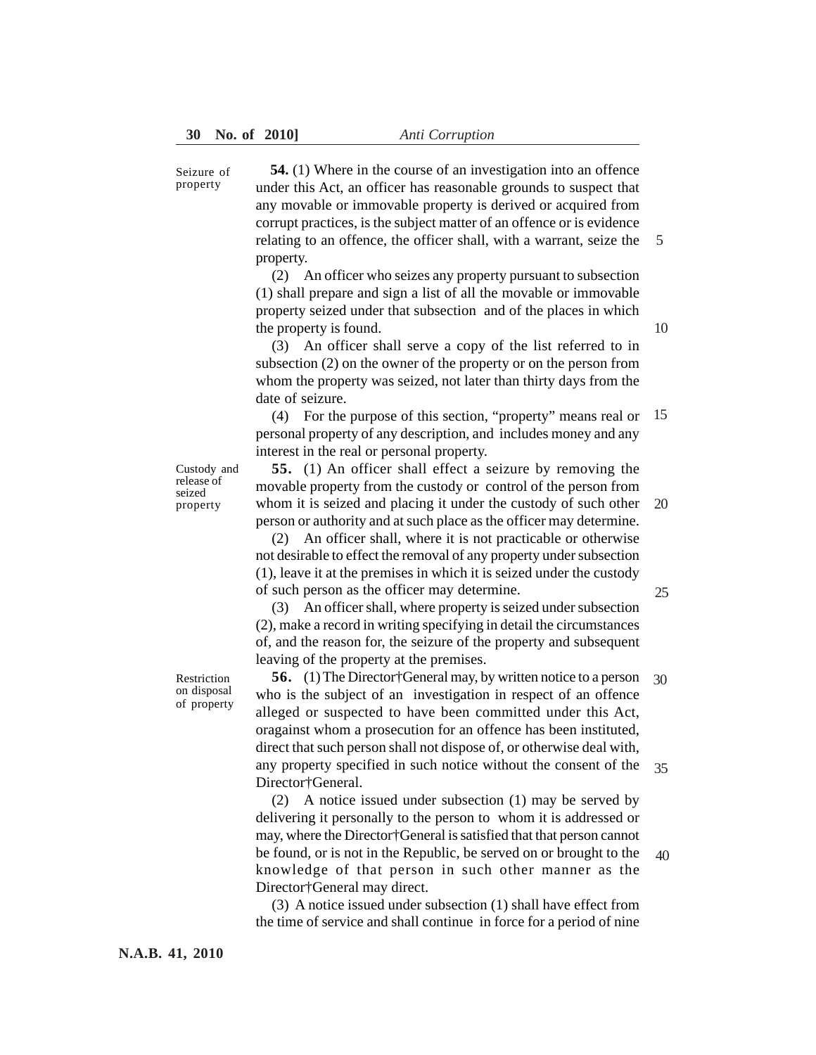**Seizure of property**

**54.** (1) Where in the course of an investigation into an offence under this Act, an officer has reasonable grounds to suspect that any movable or immovable property is derived or acquired from corrupt practices, is the subject matter of an offence or is evidence relating to an offence, the officer shall, with a warrant, seize the property.

(2) An officer who seizes any property pursuant to subsection (1) shall prepare and sign a list of all the movable or immovable property seized under that subsection and of the places in which the property is found.

(3) An officer shall serve a copy of the list referred to in subsection (2) on the owner of the property or on the person from whom the property was seized, not later than thirty days from the date of seizure.

(4) For the purpose of this section, "property" means real or personal property of any description, and includes money and any interest in the real or personal property.

**Custody and release of seized property**

**55.** (1) An officer shall effect a seizure by removing the movable property from the custody or control of the person from whom it is seized and placing it under the custody of such other person or authority and at such place as the officer may determine.

(2) An officer shall, where it is not practicable or otherwise not desirable to effect the removal of any property under subsection (1), leave it at the premises in which it is seized under the custody of such person as the officer may determine.

(3) An officer shall, where property is seized under subsection (2), make a record in writing specifying in detail the circumstances of, and the reason for, the seizure of the property and subsequent leaving of the property at the premises.

**Restriction on disposal of property**

**56.** (1) The Director†General may, by written notice to a person who is the subject of an investigation in respect of an offence alleged or suspected to have been committed under this Act, oragainst whom a prosecution for an offence has been instituted, direct that such person shall not dispose of, or otherwise deal with, any property specified in such notice without the consent of the Director†General.

(2) A notice issued under subsection (1) may be served by delivering it personally to the person to whom it is addressed or may, where the Director†General is satisfied that that person cannot be found, or is not in the Republic, be served on or brought to the knowledge of that person in such other manner as the Director†General may direct.

(3) A notice issued under subsection (1) shall have effect from the time of service and shall continue in force for a period of nine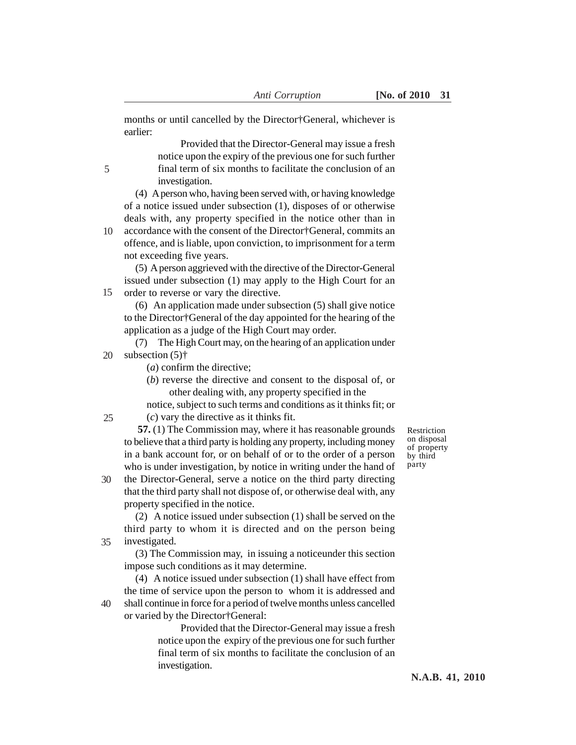months or until cancelled by the Director†General, whichever is earlier:

> Provided that the Director-General may issue a fresh notice upon the expiry of the previous one for such further final term of six months to facilitate the conclusion of an investigation.

(4) A person who, having been served with, or having knowledge of a notice issued under subsection (1), disposes of or otherwise deals with, any property specified in the notice other than in accordance with the consent of the Director†General, commits an offence, and is liable, upon conviction, to imprisonment for a term not exceeding five years.

(5) A person aggrieved with the directive of the Director-General issued under subsection (1) may apply to the High Court for an order to reverse or vary the directive.

(6) An application made under subsection (5) shall give notice to the Director†General of the day appointed for the hearing of the application as a judge of the High Court may order.

(7) The High Court may, on the hearing of an application under subsection (5)†

(*a*) confirm the directive;

(*b*) reverse the directive and consent to the disposal of, or other dealing with, any property specified in the notice, subject to such terms and conditions as it thinks fit; or

(*c*) vary the directive as it thinks fit.

Restriction on disposal of property by third party

**57.** (1) The Commission may, where it has reasonable grounds to believe that a third party is holding any property, including money in a bank account for, or on behalf of or to the order of a person who is under investigation, by notice in writing under the hand of the Director-General, serve a notice on the third party directing that the third party shall not dispose of, or otherwise deal with, any property specified in the notice.

(2) A notice issued under subsection (1) shall be served on the third party to whom it is directed and on the person being investigated.

(3) The Commission may, in issuing a noticeunder this section impose such conditions as it may determine.

(4) A notice issued under subsection (1) shall have effect from the time of service upon the person to whom it is addressed and shall continue in force for a period of twelve months unless cancelled or varied by the Director†General:

> Provided that the Director-General may issue a fresh notice upon the expiry of the previous one for such further final term of six months to facilitate the conclusion of an investigation.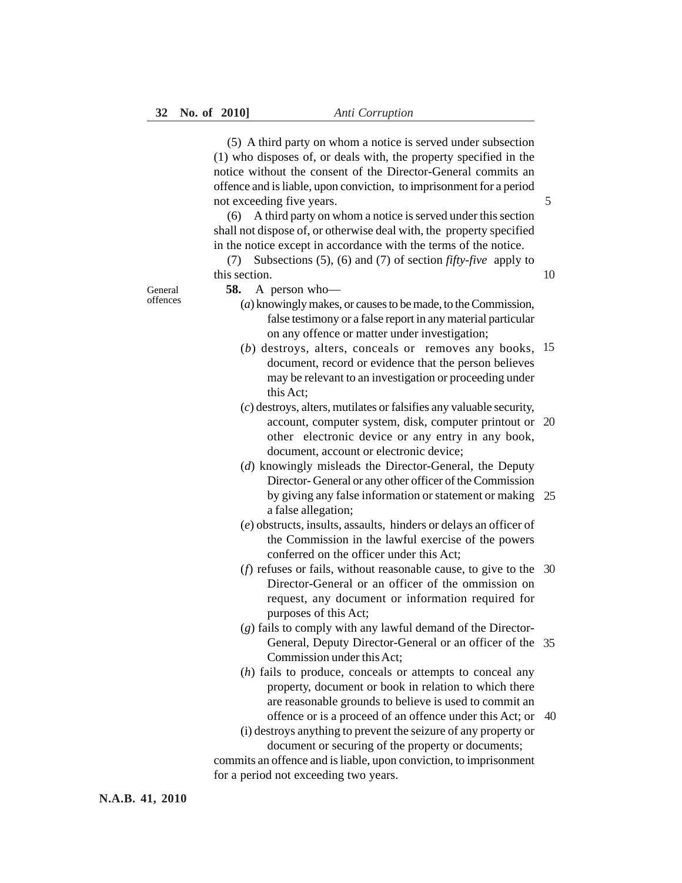(5) A third party on whom a notice is served under subsection (1) who disposes of, or deals with, the property specified in the notice without the consent of the Director-General commits an offence and is liable, upon conviction, to imprisonment for a period not exceeding five years.

(6) A third party on whom a notice is served under this section shall not dispose of, or otherwise deal with, the property specified in the notice except in accordance with the terms of the notice.

(7) Subsections (5), (6) and (7) of section *fifty-five* apply to this section.

General offences

**58.** A person who—

(*a*) knowingly makes, or causes to be made, to the Commission, false testimony or a false report in any material particular on any offence or matter under investigation;

(*b*) destroys, alters, conceals or removes any books, document, record or evidence that the person believes may be relevant to an investigation or proceeding under this Act;

(*c*) destroys, alters, mutilates or falsifies any valuable security, account, computer system, disk, computer printout or other electronic device or any entry in any book, document, account or electronic device;

(*d*) knowingly misleads the Director-General, the Deputy Director- General or any other officer of the Commission by giving any false information or statement or making a false allegation;

(*e*) obstructs, insults, assaults, hinders or delays an officer of the Commission in the lawful exercise of the powers conferred on the officer under this Act;

(*f*) refuses or fails, without reasonable cause, to give to the Director-General or an officer of the ommission on request, any document or information required for purposes of this Act;

(*g*) fails to comply with any lawful demand of the Director-General, Deputy Director-General or an officer of the Commission under this Act;

(*h*) fails to produce, conceals or attempts to conceal any property, document or book in relation to which there are reasonable grounds to believe is used to commit an offence or is a proceed of an offence under this Act; or

(i) destroys anything to prevent the seizure of any property or document or securing of the property or documents;

commits an offence and is liable, upon conviction, to imprisonment for a period not exceeding two years.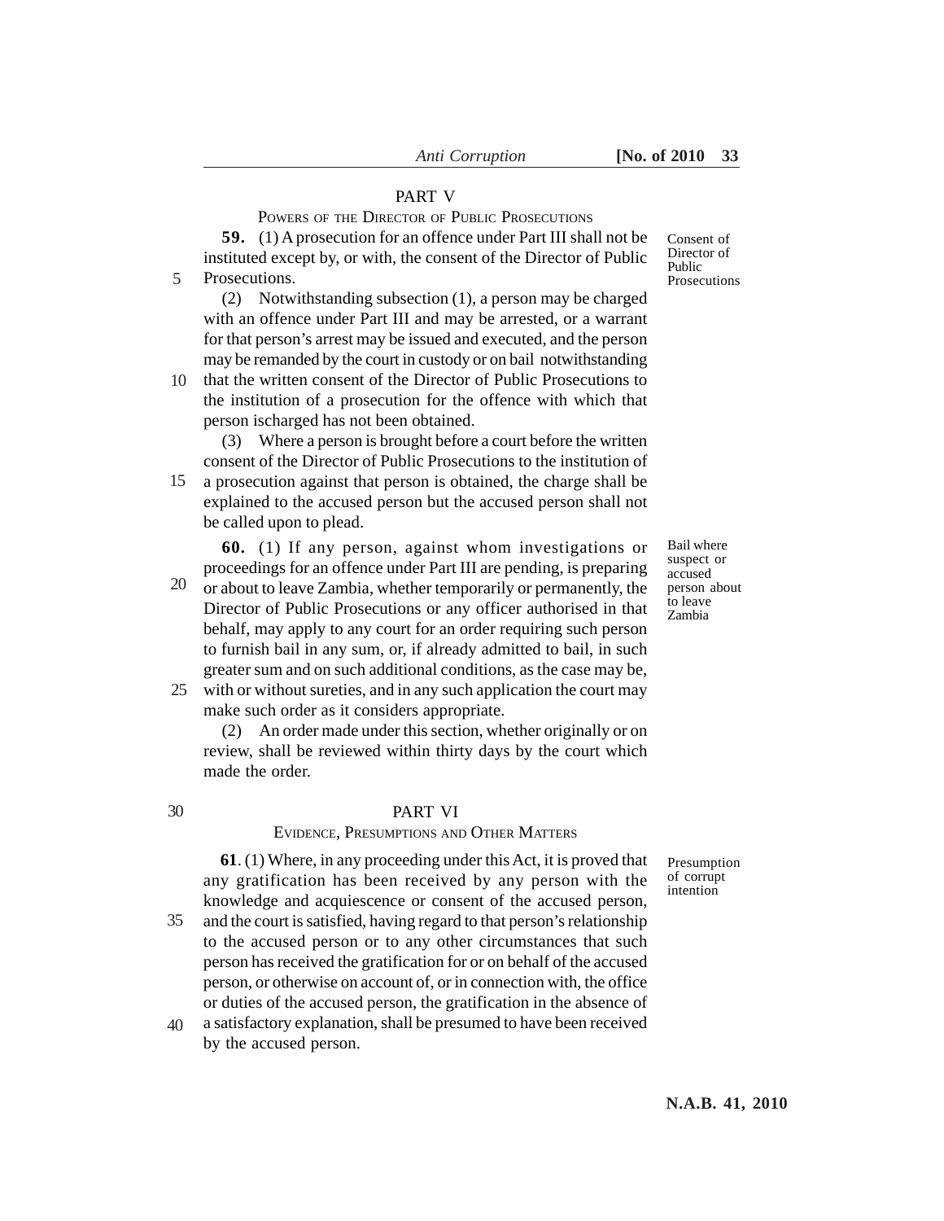## PART V

### POWERS OF THE DIRECTOR OF PUBLIC PROSECUTIONS

*Consent of Director of Public Prosecutions*

**59.** (1) A prosecution for an offence under Part III shall not be instituted except by, or with, the consent of the Director of Public Prosecutions.

(2) Notwithstanding subsection (1), a person may be charged with an offence under Part III and may be arrested, or a warrant for that person's arrest may be issued and executed, and the person may be remanded by the court in custody or on bail notwithstanding that the written consent of the Director of Public Prosecutions to the institution of a prosecution for the offence with which that person ischarged has not been obtained.

(3) Where a person is brought before a court before the written consent of the Director of Public Prosecutions to the institution of a prosecution against that person is obtained, the charge shall be explained to the accused person but the accused person shall not be called upon to plead.

*Bail where suspect or accused person about to leave Zambia*

**60.** (1) If any person, against whom investigations or proceedings for an offence under Part III are pending, is preparing or about to leave Zambia, whether temporarily or permanently, the Director of Public Prosecutions or any officer authorised in that behalf, may apply to any court for an order requiring such person to furnish bail in any sum, or, if already admitted to bail, in such greater sum and on such additional conditions, as the case may be, with or without sureties, and in any such application the court may make such order as it considers appropriate.

(2) An order made under this section, whether originally or on review, shall be reviewed within thirty days by the court which made the order.

## PART VI

### EVIDENCE, PRESUMPTIONS AND OTHER MATTERS

*Presumption of corrupt intention*

**61**. (1) Where, in any proceeding under this Act, it is proved that any gratification has been received by any person with the knowledge and acquiescence or consent of the accused person, and the court is satisfied, having regard to that person's relationship to the accused person or to any other circumstances that such person has received the gratification for or on behalf of the accused person, or otherwise on account of, or in connection with, the office or duties of the accused person, the gratification in the absence of a satisfactory explanation, shall be presumed to have been received by the accused person.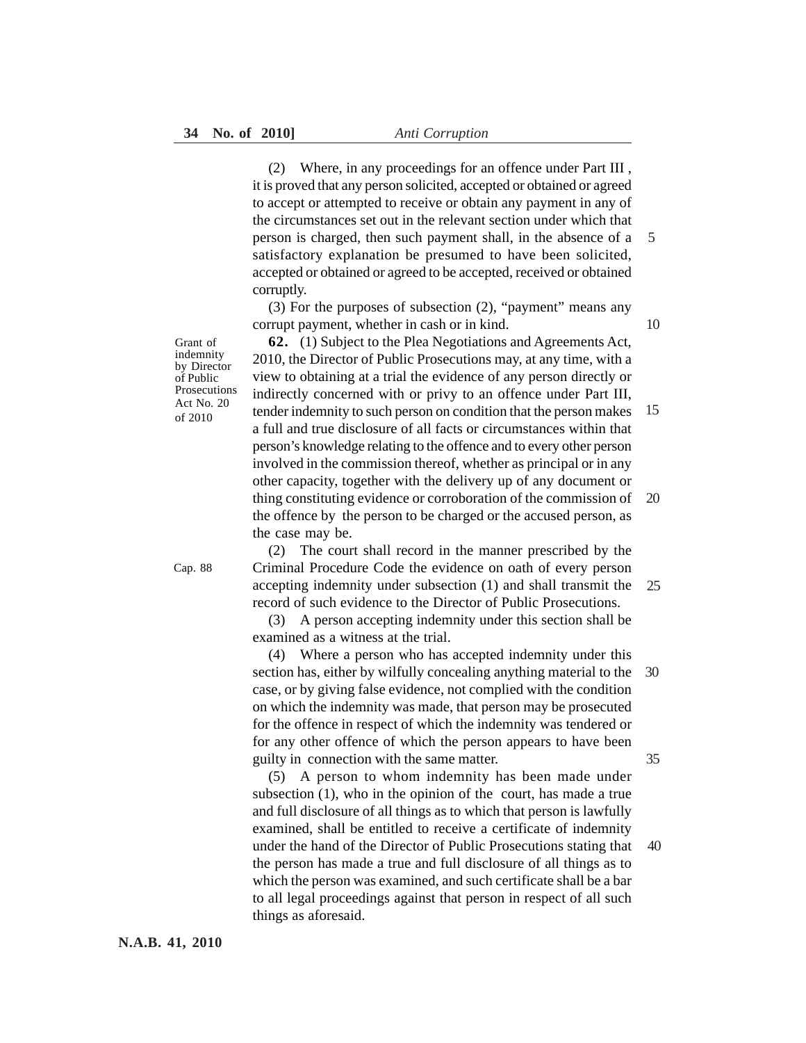(2) Where, in any proceedings for an offence under Part III , it is proved that any person solicited, accepted or obtained or agreed to accept or attempted to receive or obtain any payment in any of the circumstances set out in the relevant section under which that person is charged, then such payment shall, in the absence of a satisfactory explanation be presumed to have been solicited, accepted or obtained or agreed to be accepted, received or obtained corruptly.

(3) For the purposes of subsection (2), "payment" means any corrupt payment, whether in cash or in kind.

Grant of indemnity by Director of Public Prosecutions Act No. 20 of 2010

**62.** (1) Subject to the Plea Negotiations and Agreements Act, 2010, the Director of Public Prosecutions may, at any time, with a view to obtaining at a trial the evidence of any person directly or indirectly concerned with or privy to an offence under Part III, tender indemnity to such person on condition that the person makes a full and true disclosure of all facts or circumstances within that person's knowledge relating to the offence and to every other person involved in the commission thereof, whether as principal or in any other capacity, together with the delivery up of any document or thing constituting evidence or corroboration of the commission of the offence by the person to be charged or the accused person, as the case may be.

Cap. 88

(2) The court shall record in the manner prescribed by the Criminal Procedure Code the evidence on oath of every person accepting indemnity under subsection (1) and shall transmit the record of such evidence to the Director of Public Prosecutions.

(3) A person accepting indemnity under this section shall be examined as a witness at the trial.

(4) Where a person who has accepted indemnity under this section has, either by wilfully concealing anything material to the case, or by giving false evidence, not complied with the condition on which the indemnity was made, that person may be prosecuted for the offence in respect of which the indemnity was tendered or for any other offence of which the person appears to have been guilty in connection with the same matter.

(5) A person to whom indemnity has been made under subsection (1), who in the opinion of the court, has made a true and full disclosure of all things as to which that person is lawfully examined, shall be entitled to receive a certificate of indemnity under the hand of the Director of Public Prosecutions stating that the person has made a true and full disclosure of all things as to which the person was examined, and such certificate shall be a bar to all legal proceedings against that person in respect of all such things as aforesaid.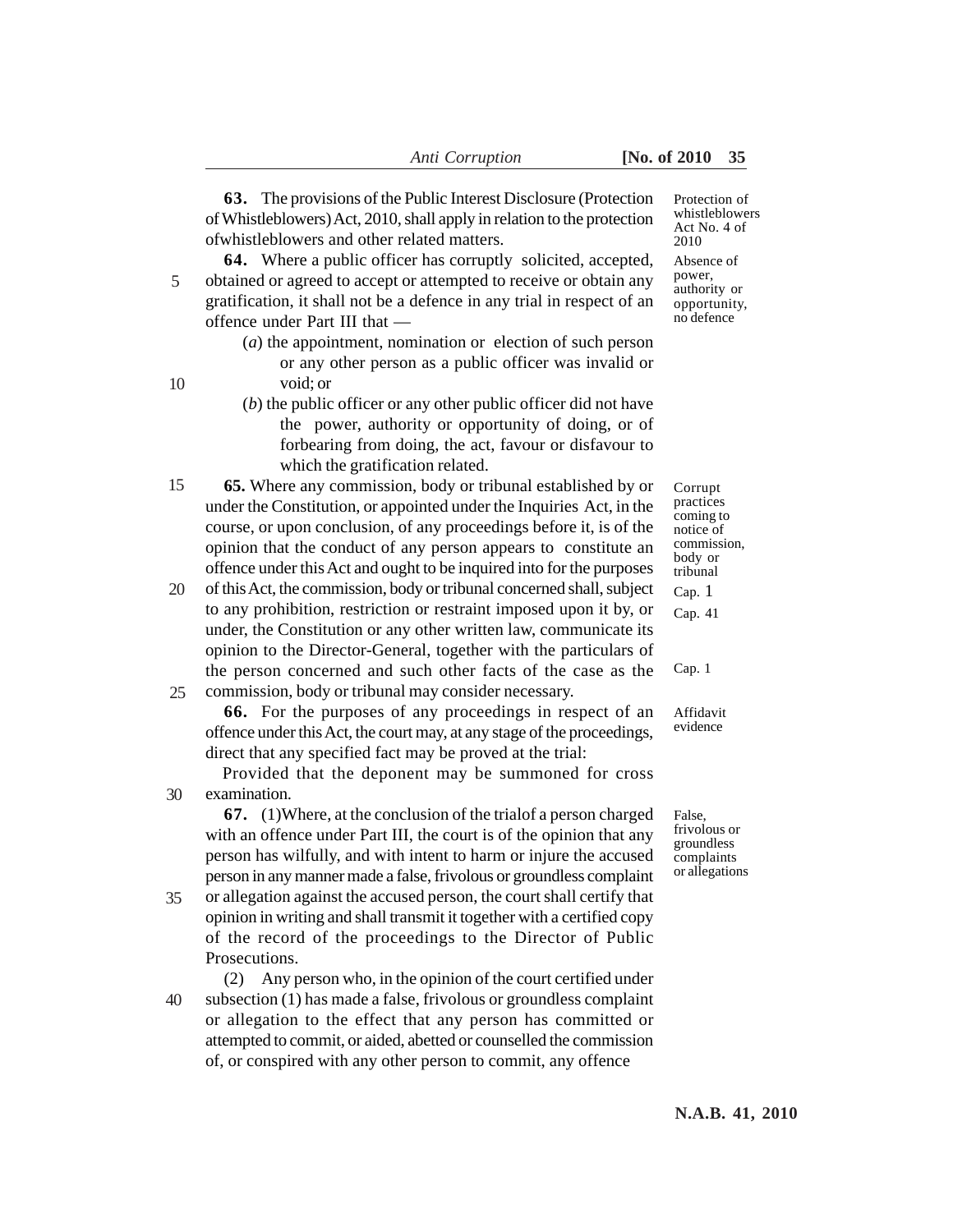**63.** The provisions of the Public Interest Disclosure (Protection of Whistleblowers) Act, 2010, shall apply in relation to the protection ofwhistleblowers and other related matters.

*Protection of whistleblowers Act No. 4 of 2010*

**64.** Where a public officer has corruptly solicited, accepted, obtained or agreed to accept or attempted to receive or obtain any gratification, it shall not be a defence in any trial in respect of an offence under Part III that —

*Absence of power, authority or opportunity, no defence*

(*a*) the appointment, nomination or election of such person or any other person as a public officer was invalid or void; or

(*b*) the public officer or any other public officer did not have the power, authority or opportunity of doing, or of forbearing from doing, the act, favour or disfavour to which the gratification related.

**65.** Where any commission, body or tribunal established by or under the Constitution, or appointed under the Inquiries Act, in the course, or upon conclusion, of any proceedings before it, is of the opinion that the conduct of any person appears to constitute an offence under this Act and ought to be inquired into for the purposes of this Act, the commission, body or tribunal concerned shall, subject to any prohibition, restriction or restraint imposed upon it by, or under, the Constitution or any other written law, communicate its opinion to the Director-General, together with the particulars of the person concerned and such other facts of the case as the commission, body or tribunal may consider necessary.

*Corrupt practices coming to notice of commission, body or tribunal*
*Cap. 1*
*Cap. 41*
*Cap. 1*

**66.** For the purposes of any proceedings in respect of an offence under this Act, the court may, at any stage of the proceedings, direct that any specified fact may be proved at the trial:

*Affidavit evidence*

Provided that the deponent may be summoned for cross examination.

**67.** (1)Where, at the conclusion of the trialof a person charged with an offence under Part III, the court is of the opinion that any person has wilfully, and with intent to harm or injure the accused person in any manner made a false, frivolous or groundless complaint or allegation against the accused person, the court shall certify that opinion in writing and shall transmit it together with a certified copy of the record of the proceedings to the Director of Public Prosecutions.

*False, frivolous or groundless complaints or allegations*

(2) Any person who, in the opinion of the court certified under subsection (1) has made a false, frivolous or groundless complaint or allegation to the effect that any person has committed or attempted to commit, or aided, abetted or counselled the commission of, or conspired with any other person to commit, any offence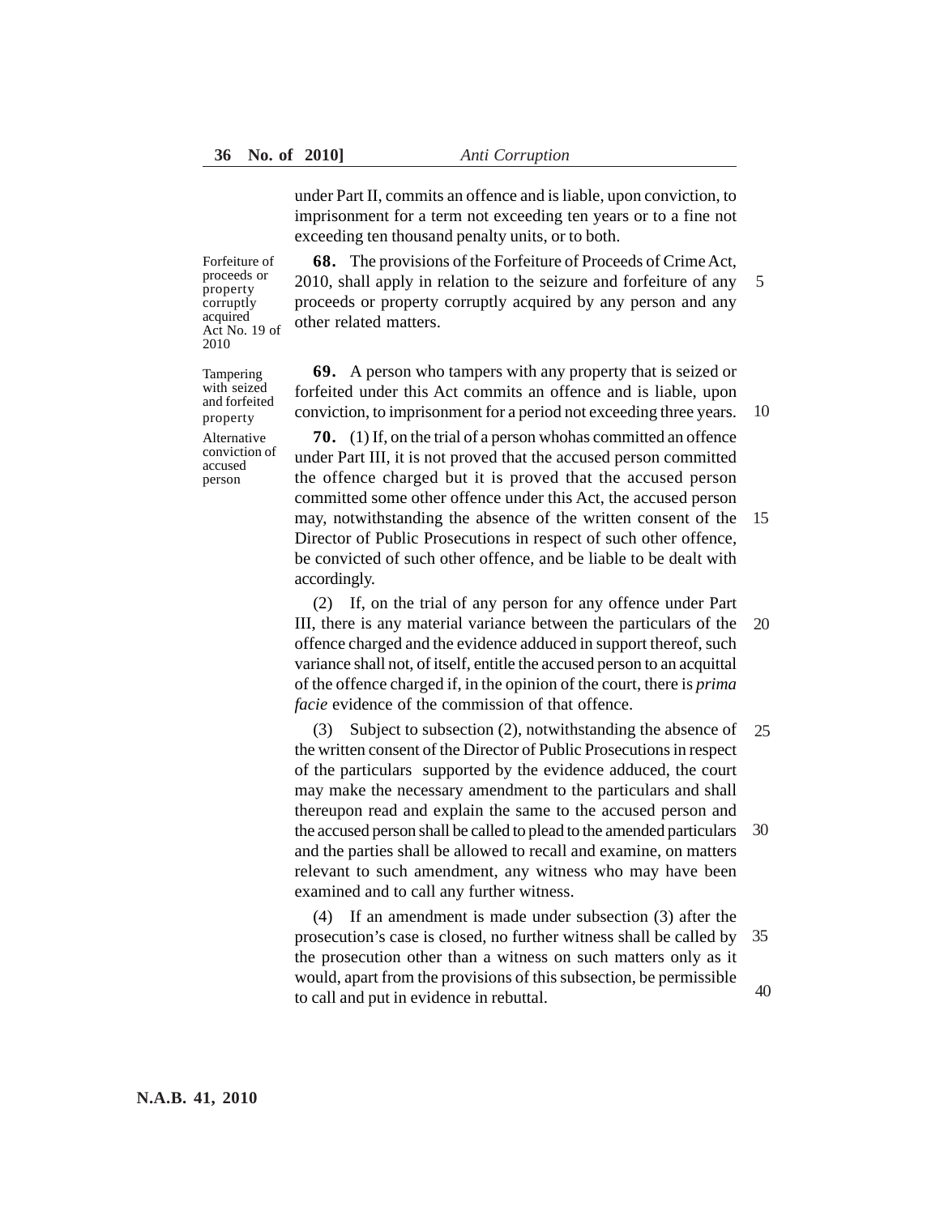under Part II, commits an offence and is liable, upon conviction, to imprisonment for a term not exceeding ten years or to a fine not exceeding ten thousand penalty units, or to both.

*Forfeiture of proceeds or property corruptly acquired Act No. 19 of 2010*

**68.** The provisions of the Forfeiture of Proceeds of Crime Act, 2010, shall apply in relation to the seizure and forfeiture of any proceeds or property corruptly acquired by any person and any other related matters.

*Tampering with seized and forfeited property*

**69.** A person who tampers with any property that is seized or forfeited under this Act commits an offence and is liable, upon conviction, to imprisonment for a period not exceeding three years.

*Alternative conviction of accused person*

**70.** (1) If, on the trial of a person whohas committed an offence under Part III, it is not proved that the accused person committed the offence charged but it is proved that the accused person committed some other offence under this Act, the accused person may, notwithstanding the absence of the written consent of the Director of Public Prosecutions in respect of such other offence, be convicted of such other offence, and be liable to be dealt with accordingly.

(2) If, on the trial of any person for any offence under Part III, there is any material variance between the particulars of the offence charged and the evidence adduced in support thereof, such variance shall not, of itself, entitle the accused person to an acquittal of the offence charged if, in the opinion of the court, there is *prima facie* evidence of the commission of that offence.

(3) Subject to subsection (2), notwithstanding the absence of the written consent of the Director of Public Prosecutions in respect of the particulars supported by the evidence adduced, the court may make the necessary amendment to the particulars and shall thereupon read and explain the same to the accused person and the accused person shall be called to plead to the amended particulars and the parties shall be allowed to recall and examine, on matters relevant to such amendment, any witness who may have been examined and to call any further witness.

(4) If an amendment is made under subsection (3) after the prosecution's case is closed, no further witness shall be called by the prosecution other than a witness on such matters only as it would, apart from the provisions of this subsection, be permissible to call and put in evidence in rebuttal.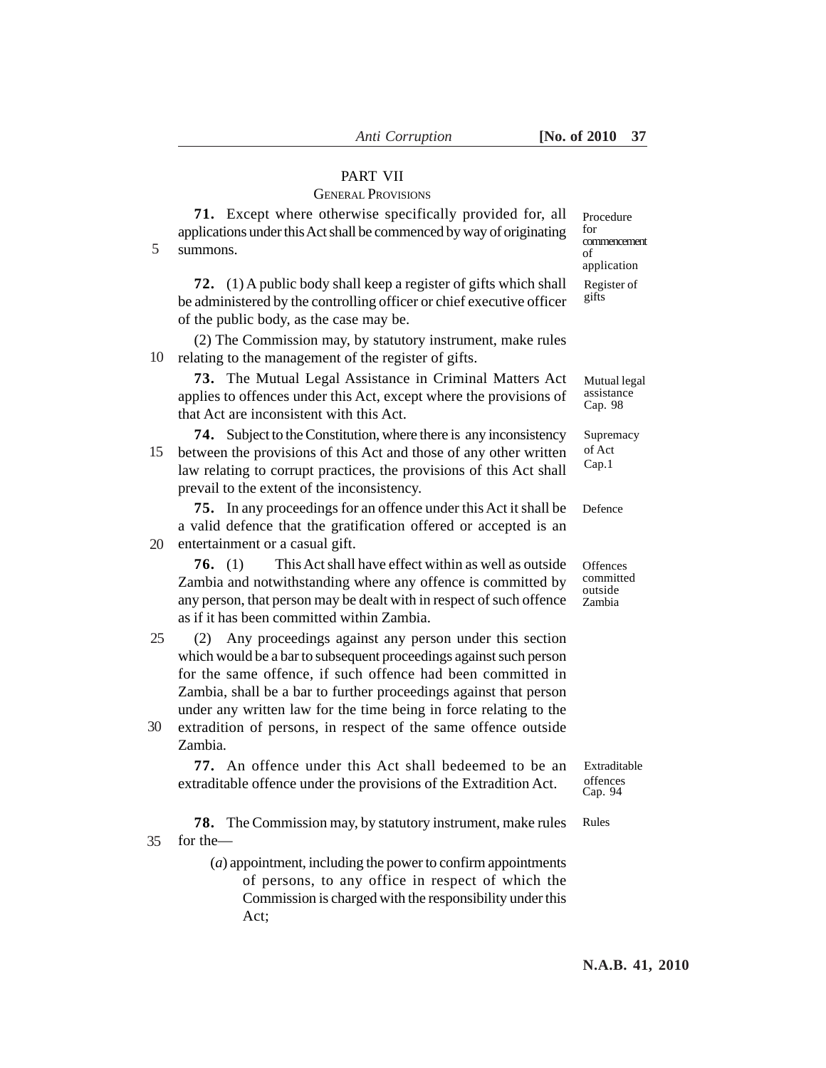## PART VII

### General Provisions

**71.** Except where otherwise specifically provided for, all applications under this Act shall be commenced by way of originating summons.

*Procedure for commencement of application*

**72.** (1) A public body shall keep a register of gifts which shall be administered by the controlling officer or chief executive officer of the public body, as the case may be.

*Register of gifts*

(2) The Commission may, by statutory instrument, make rules relating to the management of the register of gifts.

**73.** The Mutual Legal Assistance in Criminal Matters Act applies to offences under this Act, except where the provisions of that Act are inconsistent with this Act.

*Mutual legal assistance Cap. 98*

**74.** Subject to the Constitution, where there is any inconsistency between the provisions of this Act and those of any other written law relating to corrupt practices, the provisions of this Act shall prevail to the extent of the inconsistency.

*Supremacy of Act Cap.1*

**75.** In any proceedings for an offence under this Act it shall be a valid defence that the gratification offered or accepted is an entertainment or a casual gift.

*Defence*

**76.** (1) This Act shall have effect within as well as outside Zambia and notwithstanding where any offence is committed by any person, that person may be dealt with in respect of such offence as if it has been committed within Zambia.

*Offences committed outside Zambia*

(2) Any proceedings against any person under this section which would be a bar to subsequent proceedings against such person for the same offence, if such offence had been committed in Zambia, shall be a bar to further proceedings against that person under any written law for the time being in force relating to the extradition of persons, in respect of the same offence outside Zambia.

**77.** An offence under this Act shall bedeemed to be an extraditable offence under the provisions of the Extradition Act.

*Extraditable offences Cap. 94*

**78.** The Commission may, by statutory instrument, make rules for the—

*Rules*

(*a*) appointment, including the power to confirm appointments of persons, to any office in respect of which the Commission is charged with the responsibility under this Act;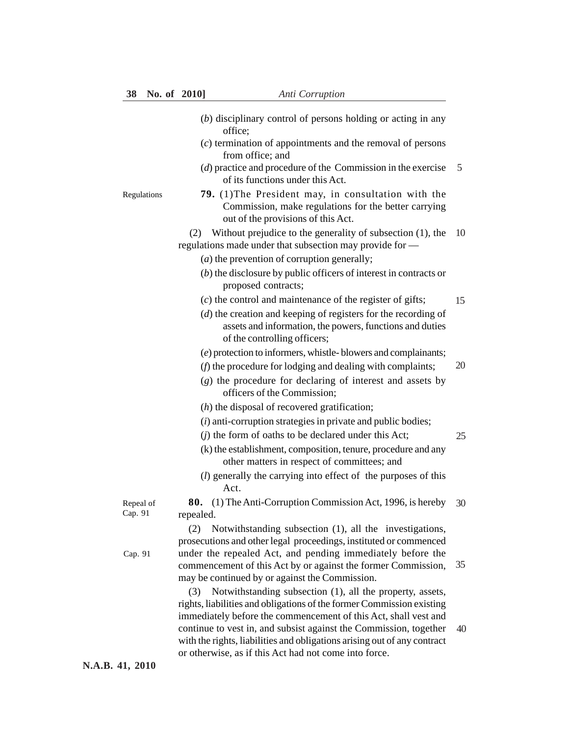(*b*) disciplinary control of persons holding or acting in any office;

(*c*) termination of appointments and the removal of persons from office; and

(*d*) practice and procedure of the Commission in the exercise of its functions under this Act.

Regulations

**79.** (1)The President may, in consultation with the Commission, make regulations for the better carrying out of the provisions of this Act.

(2) Without prejudice to the generality of subsection (1), the regulations made under that subsection may provide for —

(*a*) the prevention of corruption generally;

(*b*) the disclosure by public officers of interest in contracts or proposed contracts;

(*c*) the control and maintenance of the register of gifts;

(*d*) the creation and keeping of registers for the recording of assets and information, the powers, functions and duties of the controlling officers;

(*e*) protection to informers, whistle- blowers and complainants;

(*f*) the procedure for lodging and dealing with complaints;

(*g*) the procedure for declaring of interest and assets by officers of the Commission;

(*h*) the disposal of recovered gratification;

(*i*) anti-corruption strategies in private and public bodies;

(*j*) the form of oaths to be declared under this Act;

(k) the establishment, composition, tenure, procedure and any other matters in respect of committees; and

(*l*) generally the carrying into effect of the purposes of this Act.

Repeal of Cap. 91

**80.** (1) The Anti-Corruption Commission Act, 1996, is hereby repealed.

(2) Notwithstanding subsection (1), all the investigations, prosecutions and other legal proceedings, instituted or commenced under the repealed Act, and pending immediately before the commencement of this Act by or against the former Commission, may be continued by or against the Commission.

Cap. 91

(3) Notwithstanding subsection (1), all the property, assets, rights, liabilities and obligations of the former Commission existing immediately before the commencement of this Act, shall vest and continue to vest in, and subsist against the Commission, together with the rights, liabilities and obligations arising out of any contract or otherwise, as if this Act had not come into force.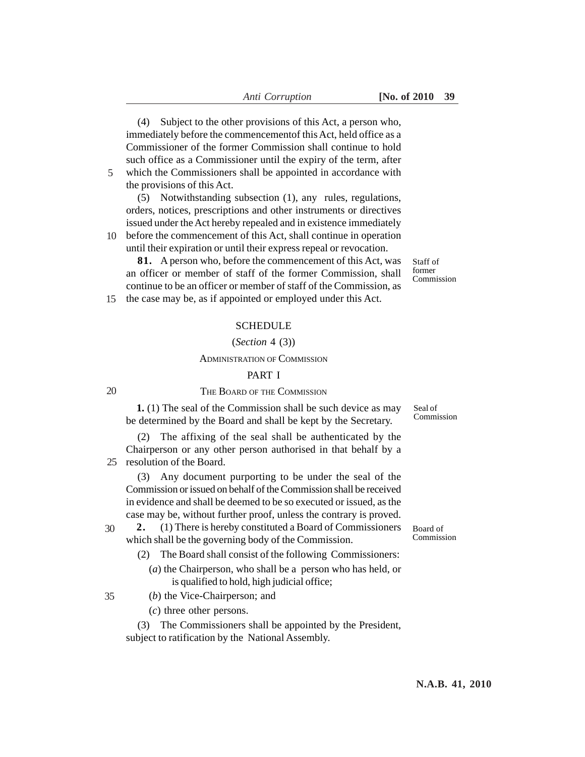(4) Subject to the other provisions of this Act, a person who, immediately before the commencementof this Act, held office as a Commissioner of the former Commission shall continue to hold such office as a Commissioner until the expiry of the term, after which the Commissioners shall be appointed in accordance with the provisions of this Act.

(5) Notwithstanding subsection (1), any rules, regulations, orders, notices, prescriptions and other instruments or directives issued under the Act hereby repealed and in existence immediately before the commencement of this Act, shall continue in operation until their expiration or until their express repeal or revocation.

*Staff of former Commission*

**81.** A person who, before the commencement of this Act, was an officer or member of staff of the former Commission, shall continue to be an officer or member of staff of the Commission, as the case may be, as if appointed or employed under this Act.

## SCHEDULE

(*Section* 4 (3))

ADMINISTRATION OF COMMISSION

### PART I

### THE BOARD OF THE COMMISSION

*Seal of Commission*

**1.** (1) The seal of the Commission shall be such device as may be determined by the Board and shall be kept by the Secretary.

(2) The affixing of the seal shall be authenticated by the Chairperson or any other person authorised in that behalf by a resolution of the Board.

(3) Any document purporting to be under the seal of the Commission or issued on behalf of the Commission shall be received in evidence and shall be deemed to be so executed or issued, as the case may be, without further proof, unless the contrary is proved.

*Board of Commission*

**2.** (1) There is hereby constituted a Board of Commissioners which shall be the governing body of the Commission.

(2) The Board shall consist of the following Commissioners:

(*a*) the Chairperson, who shall be a person who has held, or is qualified to hold, high judicial office;

(*b*) the Vice-Chairperson; and

(*c*) three other persons.

(3) The Commissioners shall be appointed by the President, subject to ratification by the National Assembly.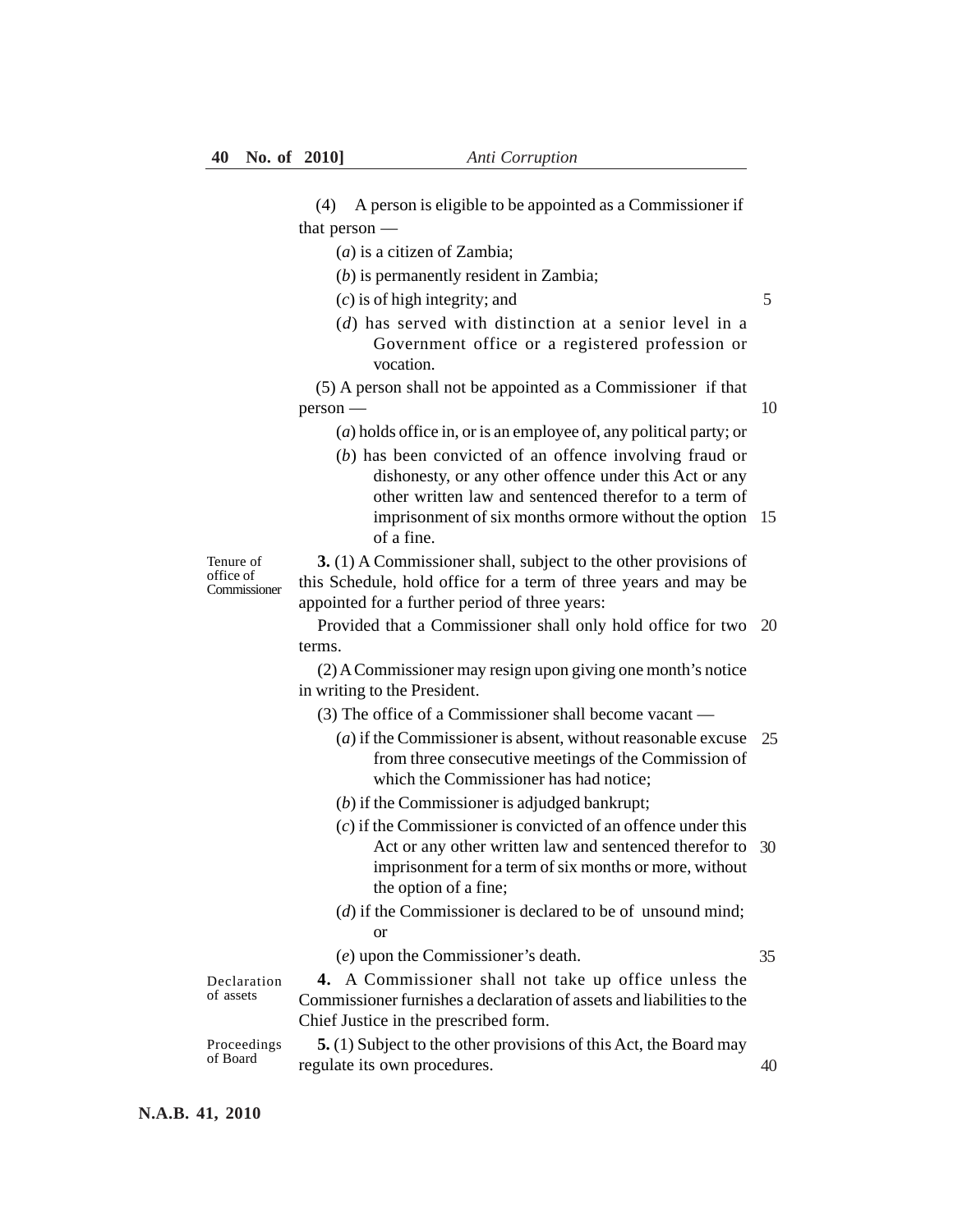(4) A person is eligible to be appointed as a Commissioner if that person —

(*a*) is a citizen of Zambia;

(*b*) is permanently resident in Zambia;

(*c*) is of high integrity; and

(*d*) has served with distinction at a senior level in a Government office or a registered profession or vocation.

(5) A person shall not be appointed as a Commissioner if that person —

(*a*) holds office in, or is an employee of, any political party; or

(*b*) has been convicted of an offence involving fraud or dishonesty, or any other offence under this Act or any other written law and sentenced therefor to a term of imprisonment of six months ormore without the option of a fine.

Tenure of office of Commissioner

**3.** (1) A Commissioner shall, subject to the other provisions of this Schedule, hold office for a term of three years and may be appointed for a further period of three years:

Provided that a Commissioner shall only hold office for two terms.

(2) A Commissioner may resign upon giving one month's notice in writing to the President.

(3) The office of a Commissioner shall become vacant —

(*a*) if the Commissioner is absent, without reasonable excuse from three consecutive meetings of the Commission of which the Commissioner has had notice;

(*b*) if the Commissioner is adjudged bankrupt;

(*c*) if the Commissioner is convicted of an offence under this Act or any other written law and sentenced therefor to imprisonment for a term of six months or more, without the option of a fine;

(*d*) if the Commissioner is declared to be of unsound mind; or

(*e*) upon the Commissioner's death.

Declaration of assets

**4.** A Commissioner shall not take up office unless the Commissioner furnishes a declaration of assets and liabilities to the Chief Justice in the prescribed form.

Proceedings of Board

**5.** (1) Subject to the other provisions of this Act, the Board may regulate its own procedures.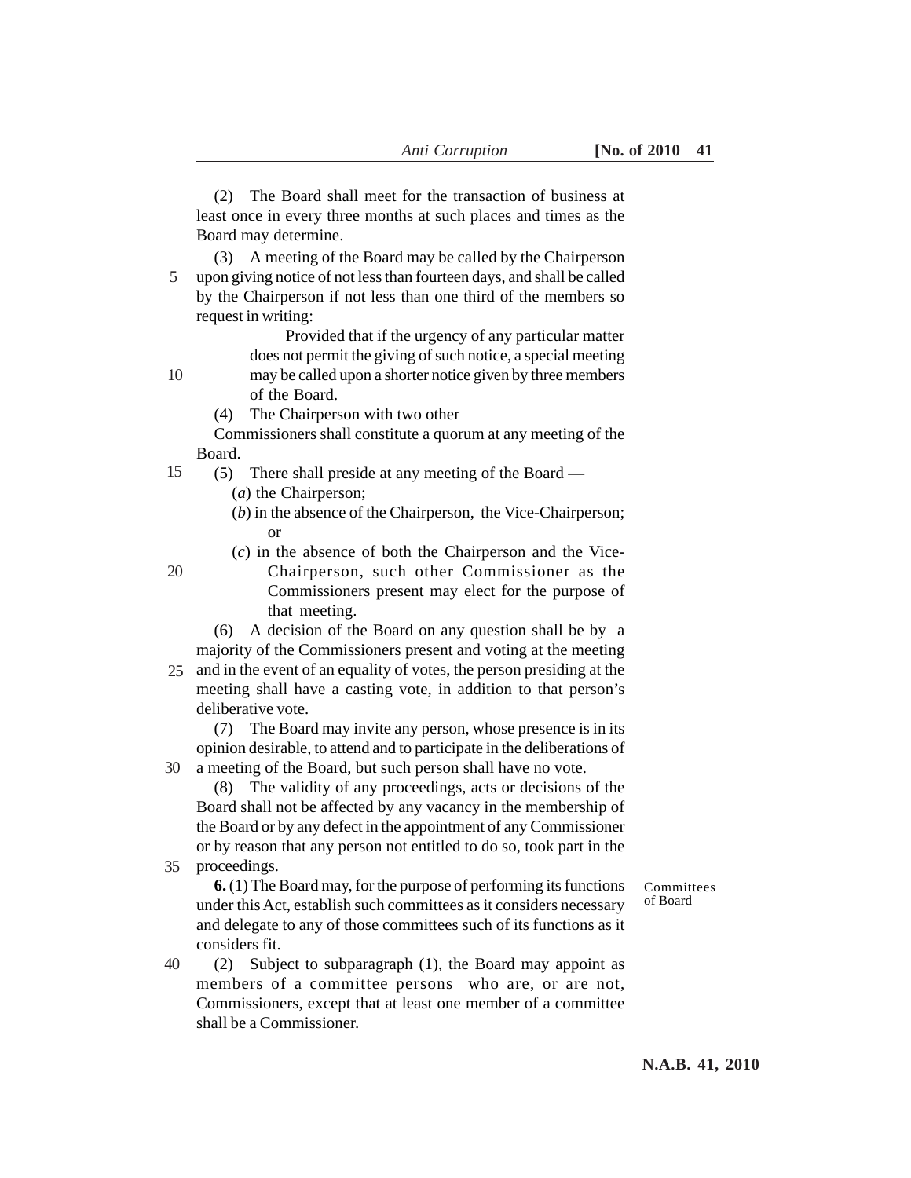(2) The Board shall meet for the transaction of business at least once in every three months at such places and times as the Board may determine.

(3) A meeting of the Board may be called by the Chairperson upon giving notice of not less than fourteen days, and shall be called by the Chairperson if not less than one third of the members so request in writing:

> Provided that if the urgency of any particular matter does not permit the giving of such notice, a special meeting may be called upon a shorter notice given by three members of the Board.

(4) The Chairperson with two other Commissioners shall constitute a quorum at any meeting of the Board.

(5) There shall preside at any meeting of the Board —

(*a*) the Chairperson;

(*b*) in the absence of the Chairperson, the Vice-Chairperson; or

(*c*) in the absence of both the Chairperson and the Vice-Chairperson, such other Commissioner as the Commissioners present may elect for the purpose of that meeting.

(6) A decision of the Board on any question shall be by a majority of the Commissioners present and voting at the meeting and in the event of an equality of votes, the person presiding at the meeting shall have a casting vote, in addition to that person's deliberative vote.

(7) The Board may invite any person, whose presence is in its opinion desirable, to attend and to participate in the deliberations of a meeting of the Board, but such person shall have no vote.

(8) The validity of any proceedings, acts or decisions of the Board shall not be affected by any vacancy in the membership of the Board or by any defect in the appointment of any Commissioner or by reason that any person not entitled to do so, took part in the proceedings.

Committees of Board

**6.** (1) The Board may, for the purpose of performing its functions under this Act, establish such committees as it considers necessary and delegate to any of those committees such of its functions as it considers fit.

(2) Subject to subparagraph (1), the Board may appoint as members of a committee persons who are, or are not, Commissioners, except that at least one member of a committee shall be a Commissioner.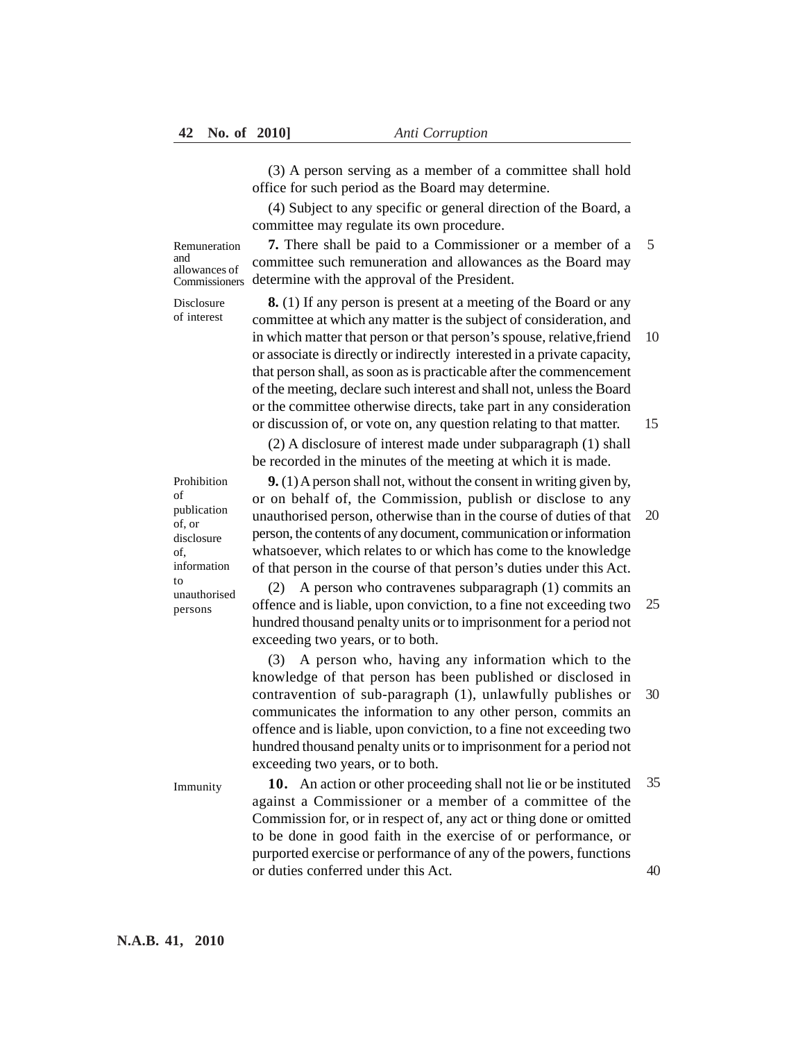(3) A person serving as a member of a committee shall hold office for such period as the Board may determine.

(4) Subject to any specific or general direction of the Board, a committee may regulate its own procedure.

Remuneration and allowances of Commissioners

**7.** There shall be paid to a Commissioner or a member of a committee such remuneration and allowances as the Board may determine with the approval of the President.

Disclosure of interest

**8.** (1) If any person is present at a meeting of the Board or any committee at which any matter is the subject of consideration, and in which matter that person or that person's spouse, relative,friend or associate is directly or indirectly interested in a private capacity, that person shall, as soon as is practicable after the commencement of the meeting, declare such interest and shall not, unless the Board or the committee otherwise directs, take part in any consideration or discussion of, or vote on, any question relating to that matter.

(2) A disclosure of interest made under subparagraph (1) shall be recorded in the minutes of the meeting at which it is made.

Prohibition of publication of, or disclosure of, information to unauthorised persons

**9.** (1) A person shall not, without the consent in writing given by, or on behalf of, the Commission, publish or disclose to any unauthorised person, otherwise than in the course of duties of that person, the contents of any document, communication or information whatsoever, which relates to or which has come to the knowledge of that person in the course of that person's duties under this Act.

(2) A person who contravenes subparagraph (1) commits an offence and is liable, upon conviction, to a fine not exceeding two hundred thousand penalty units or to imprisonment for a period not exceeding two years, or to both.

(3) A person who, having any information which to the knowledge of that person has been published or disclosed in contravention of sub-paragraph (1), unlawfully publishes or communicates the information to any other person, commits an offence and is liable, upon conviction, to a fine not exceeding two hundred thousand penalty units or to imprisonment for a period not exceeding two years, or to both.

Immunity

**10.** An action or other proceeding shall not lie or be instituted against a Commissioner or a member of a committee of the Commission for, or in respect of, any act or thing done or omitted to be done in good faith in the exercise of or performance, or purported exercise or performance of any of the powers, functions or duties conferred under this Act.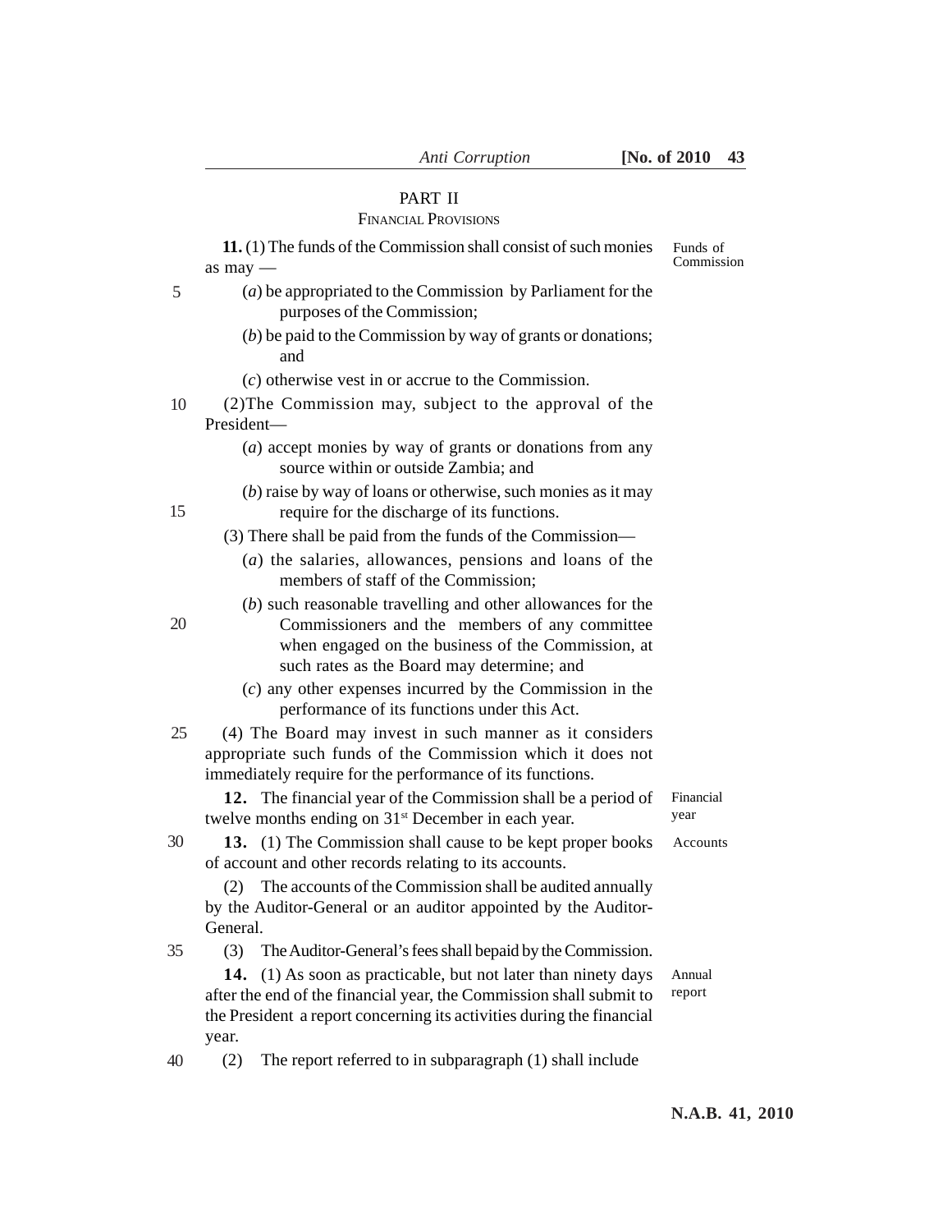## PART II

### FINANCIAL PROVISIONS

**11.** (1) The funds of the Commission shall consist of such monies as may —

*Funds of Commission*

(*a*) be appropriated to the Commission by Parliament for the purposes of the Commission;

(*b*) be paid to the Commission by way of grants or donations; and

(*c*) otherwise vest in or accrue to the Commission.

(2)The Commission may, subject to the approval of the President—

(*a*) accept monies by way of grants or donations from any source within or outside Zambia; and

(*b*) raise by way of loans or otherwise, such monies as it may require for the discharge of its functions.

(3) There shall be paid from the funds of the Commission—

(*a*) the salaries, allowances, pensions and loans of the members of staff of the Commission;

(*b*) such reasonable travelling and other allowances for the Commissioners and the members of any committee when engaged on the business of the Commission, at such rates as the Board may determine; and

(*c*) any other expenses incurred by the Commission in the performance of its functions under this Act.

(4) The Board may invest in such manner as it considers appropriate such funds of the Commission which it does not immediately require for the performance of its functions.

**12.** The financial year of the Commission shall be a period of twelve months ending on 31st December in each year.

*Financial year*

**13.** (1) The Commission shall cause to be kept proper books of account and other records relating to its accounts.

*Accounts*

(2) The accounts of the Commission shall be audited annually by the Auditor-General or an auditor appointed by the Auditor-General.

(3) The Auditor-General's fees shall bepaid by the Commission.

**14.** (1) As soon as practicable, but not later than ninety days after the end of the financial year, the Commission shall submit to the President a report concerning its activities during the financial year.

*Annual report*

(2) The report referred to in subparagraph (1) shall include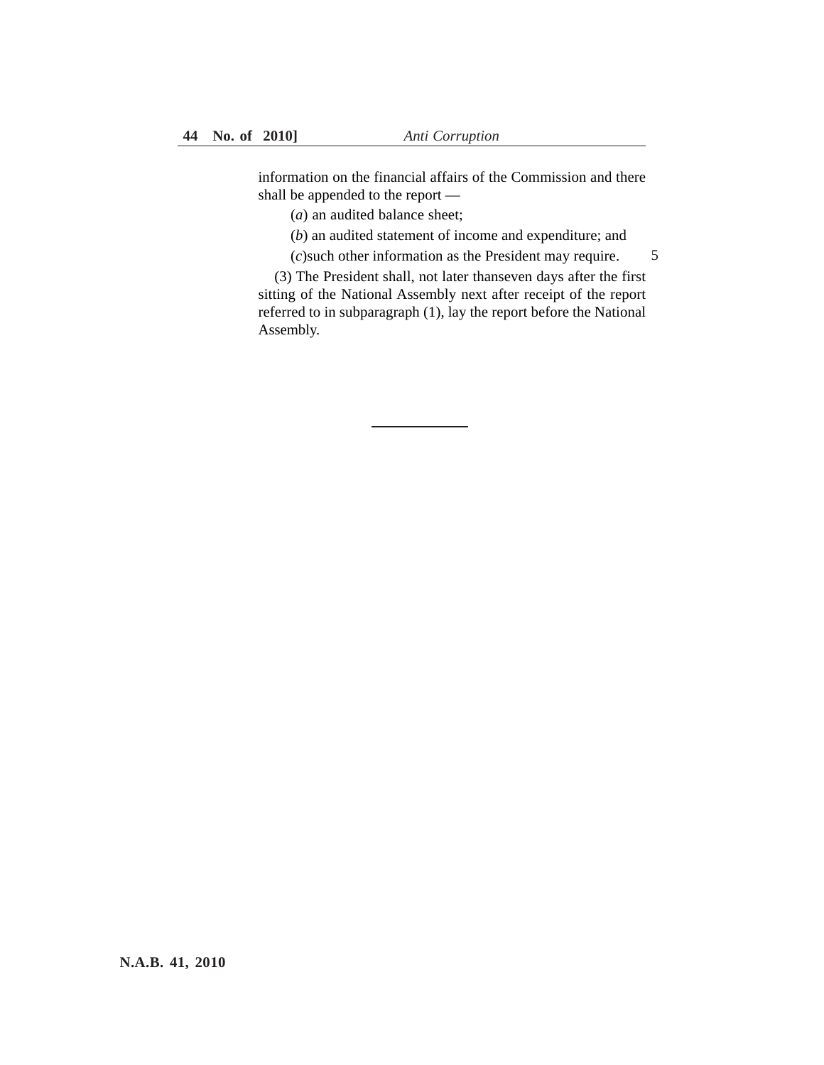information on the financial affairs of the Commission and there shall be appended to the report —

(*a*) an audited balance sheet;

(*b*) an audited statement of income and expenditure; and

(*c*)such other information as the President may require.

(3) The President shall, not later thanseven days after the first sitting of the National Assembly next after receipt of the report referred to in subparagraph (1), lay the report before the National Assembly.

---

**N.A.B. 41, 2010**